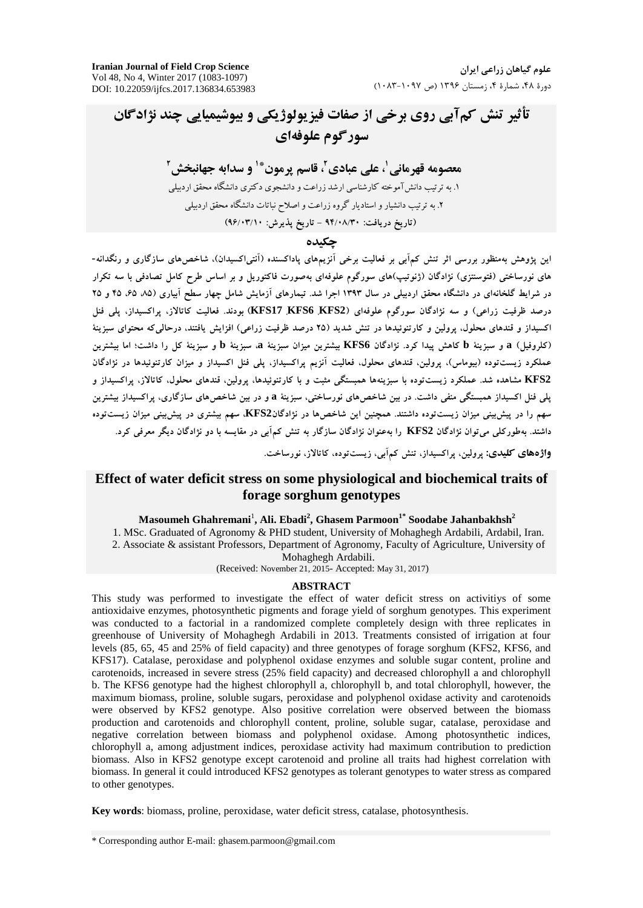# تأثیر تنش کم‌آبی روی برخی از صفات فیزیولوژیکی و بیوشیمیایی چند نژادگان سورگوم علوفه‌ای

**معصومه قهرمانی[1]، علی عبادی[2]، قاسم پرمون[1*] و سدابه جهانبخش[2]**

۱. به ترتیب دانش‌آموخته کارشناسی ارشد زراعت و دانشجوی دکتری دانشگاه محقق اردبیلی

۲. به ترتیب دانشیار و استادیار گروه زراعت و اصلاح نباتات دانشگاه محقق اردبیلی

(تاریخ دریافت: ۹۴/۰۸/۳۰ - تاریخ پذیرش: ۹۶/۰۳/۱۰)

## چکیده

این پژوهش به‌منظور بررسی اثر تنش کم‌آبی بر فعالیت برخی آنزیم‌های پاداکسنده (آنتی‌اکسیدان)، شاخص‌های سازگاری و رنگدانه‌های نورساختی (فتوسنتزی) نژادگان (ژنوتیپ)های سورگوم علوفه‌ای به‌صورت فاکتوریل و بر اساس طرح کامل تصادفی با سه تکرار در شرایط گلخانه‌ای در دانشگاه محقق اردبیلی در سال ۱۳۹۳ اجرا شد. تیمارهای آزمایش شامل چهار سطح آبیاری (۸۵، ۶۵، ۴۵ و ۲۵ درصد ظرفیت زراعی) و سه نژادگان سورگوم علوفه‌ای (KFS2، KFS6، KFS17) بودند. فعالیت کاتالاز، پراکسیداز، پلی فنل اکسیداز و قندهای محلول، پرولین و کارتنوئیدها در تنش شدید (۲۵ درصد ظرفیت زراعی) افزایش یافتند، درحالی‌که محتوای سبزینهٔ (کلروفیل) a و سبزینهٔ b کاهش پیدا کرد. نژادگان KFS6 بیشترین میزان سبزینهٔ a، سبزینهٔ b و سبزینهٔ کل را داشت؛ اما بیشترین عملکرد زیست‌توده (بیوماس)، پرولین، قندهای محلول، فعالیت آنزیم پراکسیداز، پلی فنل اکسیداز و میزان کارتنوئیدها در نژادگان KFS2 مشاهده شد. عملکرد زیست‌توده همبستگی مثبت و با کارتنوئیدها، سبزینه‌ها، پرولین، قندهای محلول، کاتالاز، پراکسیداز و پلی فنل اکسیداز همبستگی منفی داشت. در بین شاخص‌های نورساختی، سبزینهٔ a و در بین شاخص‌های سازگاری، پراکسیداز بیشترین سهم را در پیش‌بینی میزان زیست‌توده داشتند. همچنین این شاخص‌ها در نژادگان KFS2، سهم بیشتری در پیش‌بینی میزان زیست‌توده داشت. به‌طورکلی می‌توان نژادگان KFS2 را به‌عنوان نژادگان سازگار به تنش کم‌آبی در مقایسه با دو نژادگان دیگر معرفی کرد.

**واژه‌های کلیدی:** پرولین، پراکسیداز، تنش کم‌آبی، زیست‌توده، کاتالاز، نورساخت.

# Effect of water deficit stress on some physiological and biochemical traits of forage sorghum genotypes

**Masoumeh Ghahremani[1], Ali. Ebadi[2], Ghasem Parmoon[1*] Soodabe Jahanbakhsh[2]**

1. MSc. Graduated of Agronomy & PHD student, University of Mohaghegh Ardabili, Ardabil, Iran.
2. Associate & assistant Professors, Department of Agronomy, Faculty of Agriculture, University of Mohaghegh Ardabili.

(Received: November 21, 2015- Accepted: May 31, 2017)

## ABSTRACT

This study was performed to investigate the effect of water deficit stress on activitiys of some antioxidaive enzymes, photosynthetic pigments and forage yield of sorghum genotypes. This experiment was conducted to a factorial in a randomized complete completely design with three replicates in greenhouse of University of Mohaghegh Ardabili in 2013. Treatments consisted of irrigation at four levels (85, 65, 45 and 25% of field capacity) and three genotypes of forage sorghum (KFS2, KFS6, and KFS17). Catalase, peroxidase and polyphenol oxidase enzymes and soluble sugar content, proline and carotenoids, increased in severe stress (25% field capacity) and decreased chlorophyll a and chlorophyll b. The KFS6 genotype had the highest chlorophyll a, chlorophyll b, and total chlorophyll, however, the maximum biomass, proline, soluble sugars, peroxidase and polyphenol oxidase activity and carotenoids were observed by KFS2 genotype. Also positive correlation were observed between the biomass production and carotenoids and chlorophyll content, proline, soluble sugar, catalase, peroxidase and negative correlation between biomass and polyphenol oxidase. Among photosynthetic indices, chlorophyll a, among adjustment indices, peroxidase activity had maximum contribution to prediction biomass. Also in KFS2 genotype except carotenoid and proline all traits had highest correlation with biomass. In general it could introduced KFS2 genotypes as tolerant genotypes to water stress as compared to other genotypes.

**Key words**: biomass, proline, peroxidase, water deficit stress, catalase, photosynthesis.

* Corresponding author E-mail: ghasem.parmoon@gmail.com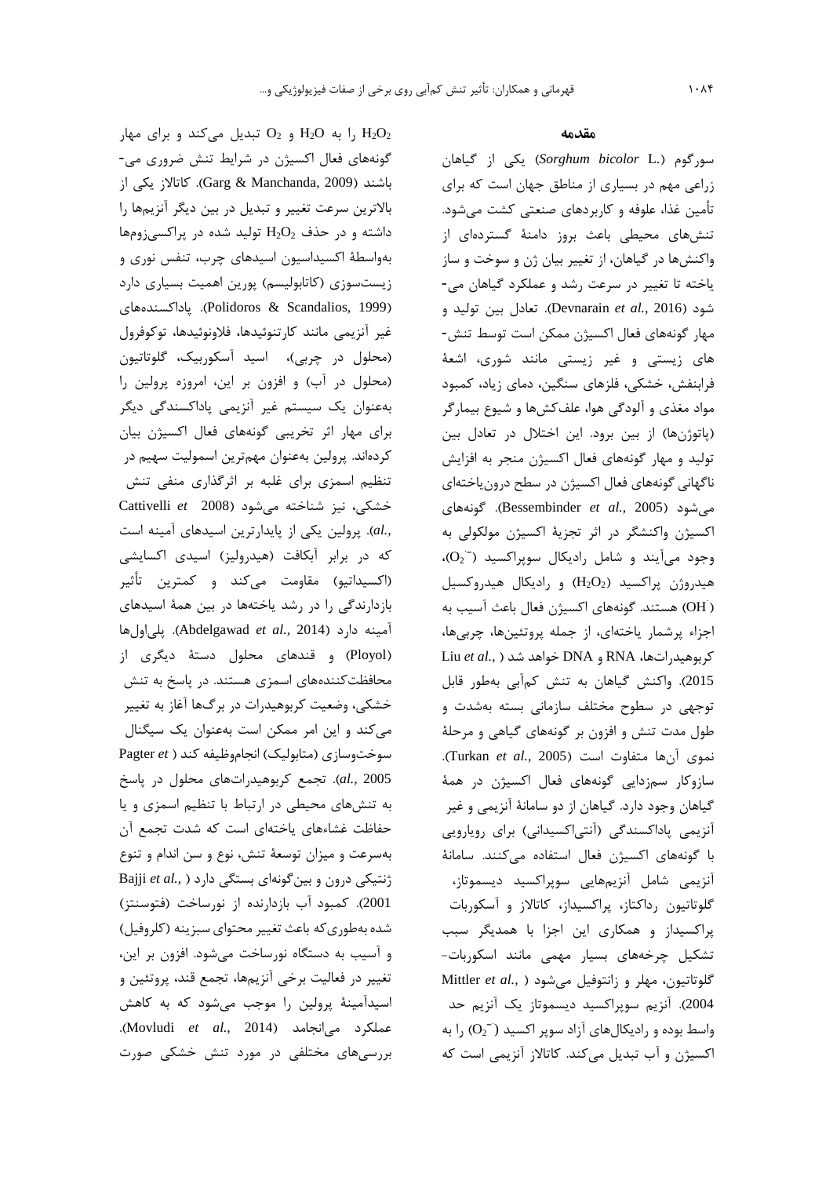## مقدمه

سورگوم (*Sorghum bicolor* L.) یکی از گیاهان زراعی مهم در بسیاری از مناطق جهان است که برای تأمین غذا، علوفه و کاربردهای صنعتی کشت می‌شود. تنش‌های محیطی باعث بروز دامنهٔ گسترده‌ای از واکنش‌ها در گیاهان، از تغییر بیان ژن و سوخت و ساز یاخته تا تغییر در سرعت رشد و عملکرد گیاهان می‌شود (Devnarain *et al.*, 2016). تعادل بین تولید و مهار گونه‌های فعال اکسیژن ممکن است توسط تنش‌های زیستی و غیر زیستی مانند شوری، اشعهٔ فرابنفش، خشکی، فلزهای سنگین، دمای زیاد، کمبود مواد مغذی و آلودگی هوا، علف‌کش‌ها و شیوع بیمارگر (پاتوژن‌ها) از بین برود. این اختلال در تعادل بین تولید و مهار گونه‌های فعال اکسیژن منجر به افزایش ناگهانی گونه‌های فعال اکسیژن در سطح درون‌یاخته‌ای می‌شود (Bessembinder *et al.*, 2005). گونه‌های اکسیژن واکنشگر در اثر تجزیهٔ اکسیژن مولکولی به وجود می‌آیند و شامل رادیکال سوپراکسید ($O_2^-$)، هیدروژن پراکسید ($H_2O_2$) و رادیکال هیدروکسیل ($OH^\cdot$) هستند. گونه‌های اکسیژن فعال باعث آسیب به اجزاء پرشمار یاخته‌ای، از جمله پروتئین‌ها، چربی‌ها، کربوهیدرات‌ها، RNA و DNA خواهد شد (Liu *et al.*, 2015). واکنش گیاهان به تنش کم‌آبی به‌طور قابل توجهی در سطوح مختلف سازمانی بسته به‌شدت و طول مدت تنش و افزون بر گونه‌های گیاهی و مرحلهٔ نموی آن‌ها متفاوت است (Turkan *et al.*, 2005). سازوکار سم‌زدایی گونه‌های فعال اکسیژن در همهٔ گیاهان وجود دارد. گیاهان از دو سامانهٔ آنزیمی و غیر آنزیمی پاداکسندگی (آنتی‌اکسیدانی) برای رویارویی با گونه‌های اکسیژن فعال استفاده می‌کنند. سامانهٔ آنزیمی شامل آنزیم‌هایی سوپراکسید دیسموتاز، گلوتاتیون ردِاکتاز، پراکسیداز، کاتالاز و آسکوربات پراکسیداز و همکاری این اجزا با همدیگر سبب تشکیل چرخه‌های بسیار مهمی مانند اسکوربات-گلوتاتیون، مهلر و زانتوفیل می‌شود (Mittler *et al.*, 2004). آنزیم سوپراکسید دیسموتاز یک آنزیم حد واسط بوده و رادیکال‌های آزاد سوپر اکسید ($O_2^-$) را به اکسیژن و آب تبدیل می‌کند. کاتالاز آنزیمی است که $H_2O_2$ را به $H_2O$ و $O_2$ تبدیل می‌کند و برای مهار گونه‌های فعال اکسیژن در شرایط تنش ضروری می‌باشد (Garg & Manchanda, 2009). کاتالاز یکی از بالاترین سرعت تغییر و تبدیل در بین دیگر آنزیم‌ها را داشته و در حذف $H_2O_2$ تولید شده در پراکسی‌زوم‌ها به‌واسطهٔ اکسیداسیون اسیدهای چرب، تنفس نوری و زیست‌سوزی (کاتابولیسم) پورین اهمیت بسیاری دارد (Polidoros & Scandalios, 1999). پاداکسنده‌های غیر آنزیمی مانند کارتنوئیدها، فلاونوئیدها، توکوفرول (محلول در چربی)، اسید آسکوربیک، گلوتاتیون (محلول در آب) و افزون بر این، امروزه پرولین را به‌عنوان یک سیستم غیر آنزیمی پاداکسندگی دیگر برای مهار اثر تخریبی گونه‌های فعال اکسیژن بیان کرده‌اند. پرولین به‌عنوان مهم‌ترین اسمولیت سهیم در تنظیم اسمزی برای غلبه بر اثرگذاری منفی تنش خشکی، نیز شناخته می‌شود (Cattivelli *et al.*, 2008). پرولین یکی از پایدارترین اسیدهای آمینه است که در برابر آبکافت (هیدرولیز) اسیدی اکسایشی (اکسیداتیو) مقاومت می‌کند و کمترین تأثیر بازدارندگی را در رشد یاخته‌ها در بین همهٔ اسیدهای آمینه دارد (Abdelgawad *et al.*, 2014). پلی‌اول‌ها (Ployol) و قندهای محلول دستهٔ دیگری از محافظت‌کننده‌های اسمزی هستند. در پاسخ به تنش خشکی، وضعیت کربوهیدرات در برگ‌ها آغاز به تغییر می‌کند و این امر ممکن است به‌عنوان یک سیگنال سوخت‌وسازی (متابولیک) انجام‌وظیفه کند (Pagter *et al.*, 2005). تجمع کربوهیدرات‌های محلول در پاسخ به تنش‌های محیطی در ارتباط با تنظیم اسمزی و یا حفاظت غشاءهای یاخته‌ای است که شدت تجمع آن به‌سرعت و میزان توسعهٔ تنش، نوع و سن اندام و تنوع ژنتیکی درون و بین‌گونه‌ای بستگی دارد (Bajji *et al.*, 2001). کمبود آب بازدارنده از نورساخت (فتوسنتز) شده به‌طوری‌که باعث تغییر محتوای سبزینه (کلروفیل) و آسیب به دستگاه نورساخت می‌شود. افزون بر این، تغییر در فعالیت برخی آنزیم‌ها، تجمع قند، پروتئین و اسیدآمینهٔ پرولین را موجب می‌شود که به کاهش عملکرد می‌انجامد (Movludi *et al.*, 2014). بررسی‌های مختلفی در مورد تنش خشکی صورت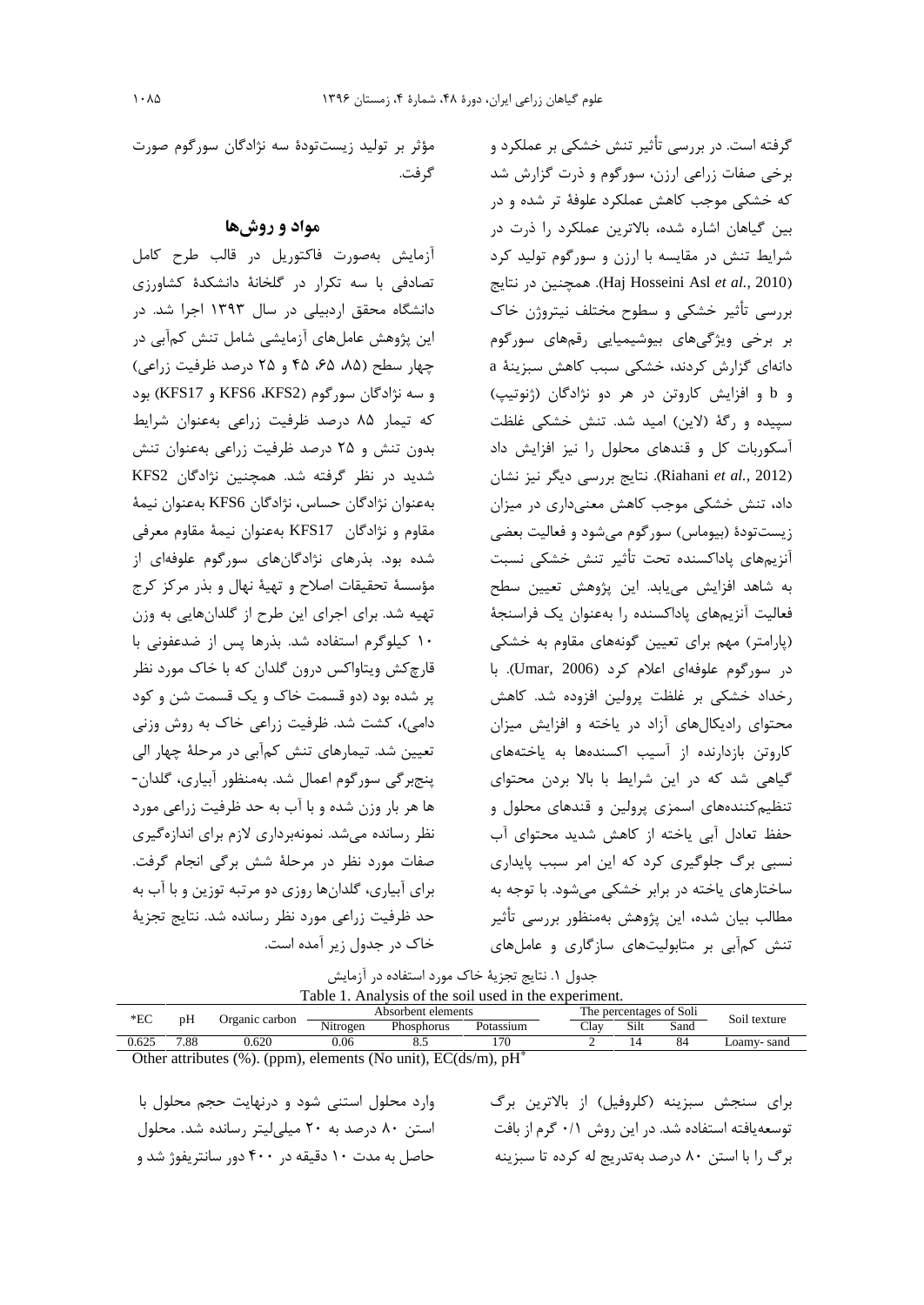گرفته است. در بررسی تأثیر تنش خشکی بر عملکرد و برخی صفات زراعی ارزن، سورگوم و ذرت گزارش شد که خشکی موجب کاهش عملکرد علوفهٔ تر شده و در بین گیاهان اشاره شده، بالاترین عملکرد را ذرت در شرایط تنش در مقایسه با ارزن و سورگوم تولید کرد (Haj Hosseini Asl *et al.*, 2010). همچنین در نتایج بررسی تأثیر خشکی و سطوح مختلف نیتروژن خاک بر برخی ویژگی‌های بیوشیمیایی رقم‌های سورگوم دانه‌ای گزارش کردند، خشکی سبب کاهش سبزینهٔ a و b و افزایش کاروتن در هر دو نژادگان (ژنوتیپ) سپیده و رگهٔ (لاین) امید شد. تنش خشکی غلظت آسکوربات کل و قندهای محلول را نیز افزایش داد (Riahani *et al.*, 2012). نتایج بررسی دیگر نیز نشان داد، تنش خشکی موجب کاهش معنی‌داری در میزان زیست‌تودهٔ (بیوماس) سورگوم می‌شود و فعالیت بعضی آنزیم‌های پاداکسنده تحت تأثیر تنش خشکی نسبت به شاهد افزایش می‌یابد. این پژوهش تعیین سطح فعالیت آنزیم‌های پاداکسنده را به‌عنوان یک فراسنجهٔ (پارامتر) مهم برای تعیین گونه‌های مقاوم به خشکی در سورگوم علوفه‌ای اعلام کرد (Umar, 2006). با رخداد خشکی بر غلظت پرولین افزوده شد. کاهش محتوای رادیکال‌های آزاد در یاخته و افزایش میزان کاروتن بازدارنده از آسیب اکسنده‌ها به یاخته‌های گیاهی شد که در این شرایط با بالا بردن محتوای تنظیم‌کننده‌های اسمزی پرولین و قندهای محلول و حفظ تعادل آبی یاخته از کاهش شدید محتوای آب نسبی برگ جلوگیری کرد که این امر سبب پایداری ساختارهای یاخته در برابر خشکی می‌شود. با توجه به مطالب بیان شده، این پژوهش به‌منظور بررسی تأثیر تنش کم‌آبی بر متابولیت‌های سازگاری و عامل‌های مؤثر بر تولید زیست‌تودهٔ سه نژادگان سورگوم صورت گرفت.

## مواد و روش‌ها

آزمایش به‌صورت فاکتوریل در قالب طرح کامل تصادفی با سه تکرار در گلخانهٔ دانشکدهٔ کشاورزی دانشگاه محقق اردبیلی در سال ۱۳۹۳ اجرا شد. در این پژوهش عامل‌های آزمایشی شامل تنش کم‌آبی در چهار سطح (۸۵، ۶۵، ۴۵ و ۲۵ درصد ظرفیت زراعی) و سه نژادگان سورگوم (KFS2، KFS6 و KFS17) بود که تیمار ۸۵ درصد ظرفیت زراعی به‌عنوان شرایط بدون تنش و ۲۵ درصد ظرفیت زراعی به‌عنوان تنش شدید در نظر گرفته شد. همچنین نژادگان KFS2 به‌عنوان نژادگان حساس، نژادگان KFS6 به‌عنوان نیمهٔ مقاوم و نژادگان KFS17 به‌عنوان نیمهٔ مقاوم معرفی شده بود. بذرهای نژادگان‌های سورگوم علوفه‌ای از مؤسسهٔ تحقیقات اصلاح و تهیهٔ نهال و بذر مرکز کرج تهیه شد. برای اجرای این طرح از گلدان‌هایی به وزن ۱۰ کیلوگرم استفاده شد. بذرها پس از ضدعفونی با قارچ‌کش ویتاواکس درون گلدان که با خاک مورد نظر پر شده بود (دو قسمت خاک و یک قسمت شن و کود دامی)، کشت شد. ظرفیت زراعی خاک به روش وزنی تعیین شد. تیمارهای تنش کم‌آبی در مرحلهٔ چهار الی پنج‌برگی سورگوم اعمال شد. به‌منظور آبیاری، گلدان‌ها هر بار وزن شده و با آب به حد ظرفیت زراعی مورد نظر رسانده می‌شد. نمونه‌برداری لازم برای اندازه‌گیری صفات مورد نظر در مرحلهٔ شش برگی انجام گرفت. برای آبیاری، گلدان‌ها روزی دو مرتبه توزین و با آب به حد ظرفیت زراعی مورد نظر رسانده شد. نتایج تجزیهٔ خاک در جدول زیر آمده است.

جدول ۱. نتایج تجزیهٔ خاک مورد استفاده در آزمایش

Table 1. Analysis of the soil used in the experiment.

| *EC | pH | Organic carbon | Absorbent elements | | | The percentages of Soli | | | Soil texture |
|---|---|---|---|---|---|---|---|---|---|
| | | | Nitrogen | Phosphorus | Potassium | Clay | Silt | Sand | |
| 0.625 | 7.88 | 0.620 | 0.06 | 8.5 | 170 | 2 | 14 | 84 | Loamy- sand |

Other attributes (%). (ppm), elements (No unit), EC(ds/m), pH*

برای سنجش سبزینه (کلروفیل) از بالاترین برگ توسعه‌یافته استفاده شد. در این روش ۰/۱ گرم از بافت برگ را با استن ۸۰ درصد به‌تدریج له کرده تا سبزینه وارد محلول استنی شود و درنهایت حجم محلول با استن ۸۰ درصد به ۲۰ میلی‌لیتر رسانده شد. محلول حاصل به مدت ۱۰ دقیقه در ۴۰۰ دور سانتریفوژ شد و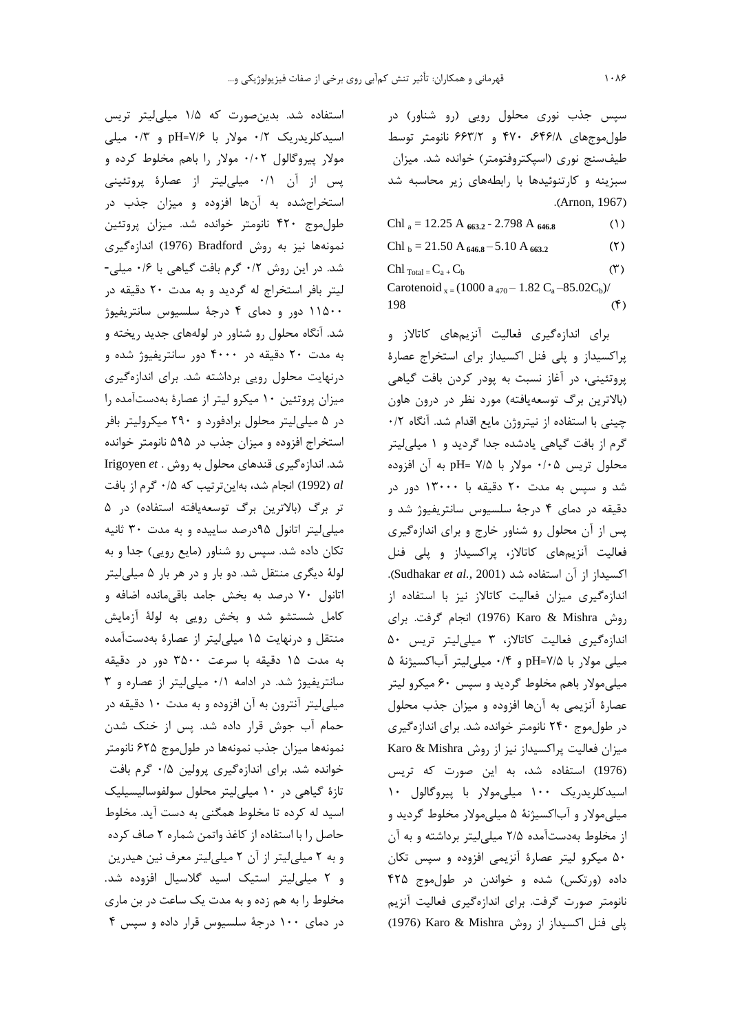سپس جذب نوری محلول رویی (رو شناور) در طول‌موج‌های ۶۴۶/۸، ۴۷۰ و ۶۶۳/۲ نانومتر توسط طیف‌سنج نوری (اسپکتروفتومتر) خوانده شد. میزان سبزینه و کارتنوئیدها با رابطه‌های زیر محاسبه شد (Arnon, 1967).

$$Chl_a = 12.25\, A_{663.2} - 2.798\, A_{646.8} \quad (1)$$

$$Chl_b = 21.50\, A_{646.8} - 5.10\, A_{663.2} \quad (2)$$

$$Chl_{Total} = C_a + C_b \quad (3)$$

$$Carotenoid_x = (1000\, a_{470} - 1.82\, C_a - 85.02 C_b)/198 \quad (4)$$

برای اندازه‌گیری فعالیت آنزیم‌های کاتالاز و پراکسیداز و پلی فنل اکسیداز برای استخراج عصارهٔ پروتئینی، در آغاز نسبت به پودر کردن بافت گیاهی (بالاترین برگ توسعه‌یافته) مورد نظر در درون هاون چینی با استفاده از نیتروژن مایع اقدام شد. آنگاه ۰/۲ گرم از بافت گیاهی یادشده جدا گردید و ۱ میلی‌لیتر محلول تریس ۰/۰۵ مولار با pH= ۷/۵ به آن افزوده شد و سپس به مدت ۲۰ دقیقه با ۱۳۰۰۰ دور در دقیقه در دمای ۴ درجهٔ سلسیوس سانتریفیوژ شد و پس از آن محلول رو شناور خارج و برای اندازه‌گیری فعالیت آنزیم‌های کاتالاز، پراکسیداز و پلی فنل اکسیداز از آن استفاده شد (Sudhakar *et al.*, 2001). اندازه‌گیری میزان فعالیت کاتالاز نیز با استفاده از روش Karo & Mishra (1976) انجام گرفت. برای اندازه‌گیری فعالیت کاتالاز، ۳ میلی‌لیتر تریس ۵۰ میلی مولار با pH=۷/۵ و ۰/۴ میلی‌لیتر آب‌اکسیژنهٔ ۵ میلی‌مولار باهم مخلوط گردید و سپس ۶۰ میکرو لیتر عصارهٔ آنزیمی به آن‌ها افزوده و میزان جذب محلول در طول‌موج ۲۴۰ نانومتر خوانده شد. برای اندازه‌گیری میزان فعالیت پراکسیداز نیز از روش Karo & Mishra (1976) استفاده شد، به این صورت که تریس اسیدکلریدریک ۱۰۰ میلی‌مولار با پیروگالول ۱۰ میلی‌مولار و آب‌اکسیژنهٔ ۵ میلی‌مولار مخلوط گردید و از مخلوط به‌دست‌آمده ۲/۵ میلی‌لیتر برداشته و به آن ۵۰ میکرو لیتر عصارهٔ آنزیمی افزوده و سپس تکان داده (ورتکس) شده و خواندن در طول‌موج ۴۲۵ نانومتر صورت گرفت. برای اندازه‌گیری فعالیت آنزیم پلی فنل اکسیداز از روش Karo & Mishra (1976) استفاده شد. بدین‌صورت که ۱/۵ میلی‌لیتر تریس اسیدکلریدریک ۰/۲ مولار با pH=۷/۶ و ۰/۳ میلی مولار پیروگالول ۰/۰۲ مولار را باهم مخلوط کرده و پس از آن ۰/۱ میلی‌لیتر از عصارهٔ پروتئینی استخراج‌شده به آن‌ها افزوده و میزان جذب در طول‌موج ۴۲۰ نانومتر خوانده شد. میزان پروتئین نمونه‌ها نیز به روش Bradford (1976) اندازه‌گیری شد. در این روش ۰/۲ گرم بافت گیاهی با ۰/۶ میلی-لیتر بافر استخراج له گردید و به مدت ۲۰ دقیقه در ۱۱۵۰۰ دور و دمای ۴ درجهٔ سلسیوس سانتریفیوژ شد. آنگاه محلول رو شناور در لوله‌های جدید ریخته و به مدت ۲۰ دقیقه در ۴۰۰۰ دور سانتریفیوژ شده و درنهایت محلول رویی برداشته شد. برای اندازه‌گیری میزان پروتئین ۱۰ میکرو لیتر از عصارهٔ به‌دست‌آمده را در ۵ میلی‌لیتر محلول برادفورد و ۲۹۰ میکرولیتر بافر استخراج افزوده و میزان جذب در ۵۹۵ نانومتر خوانده شد. اندازه‌گیری قندهای محلول به روش Irigoyen *et al* (1992) انجام شد، به‌این‌ترتیب که ۰/۵ گرم از بافت تر برگ (بالاترین برگ توسعه‌یافته استفاده) در ۵ میلی‌لیتر اتانول ۹۵درصد ساییده و به مدت ۳۰ ثانیه تکان داده شد. سپس رو شناور (مایع رویی) جدا و به لولهٔ دیگری منتقل شد. دو بار و در هر بار ۵ میلی‌لیتر اتانول ۷۰ درصد به بخش جامد باقی‌مانده اضافه و کامل شستشو شد و بخش رویی به لولهٔ آزمایش منتقل و درنهایت ۱۵ میلی‌لیتر از عصارهٔ به‌دست‌آمده به مدت ۱۵ دقیقه با سرعت ۳۵۰۰ دور در دقیقه سانتریفیوژ شد. در ادامه ۰/۱ میلی‌لیتر از عصاره و ۳ میلی‌لیتر آنترون به آن افزوده و به مدت ۱۰ دقیقه در حمام آب جوش قرار داده شد. پس از خنک شدن نمونه‌ها میزان جذب نمونه‌ها در طول‌موج ۶۲۵ نانومتر خوانده شد. برای اندازه‌گیری پرولین ۰/۵ گرم بافت تازهٔ گیاهی در ۱۰ میلی‌لیتر محلول سولفوسالیسیلیک اسید له کرده تا مخلوط همگنی به دست آید. مخلوط حاصل را با استفاده از کاغذ واتمن شماره ۲ صاف کرده و به ۲ میلی‌لیتر از آن ۲ میلی‌لیتر معرف نین هیدرین و ۲ میلی‌لیتر استیک اسید گلاسیال افزوده شد. مخلوط را به هم زده و به مدت یک ساعت در بن ماری در دمای ۱۰۰ درجهٔ سلسیوس قرار داده و سپس ۴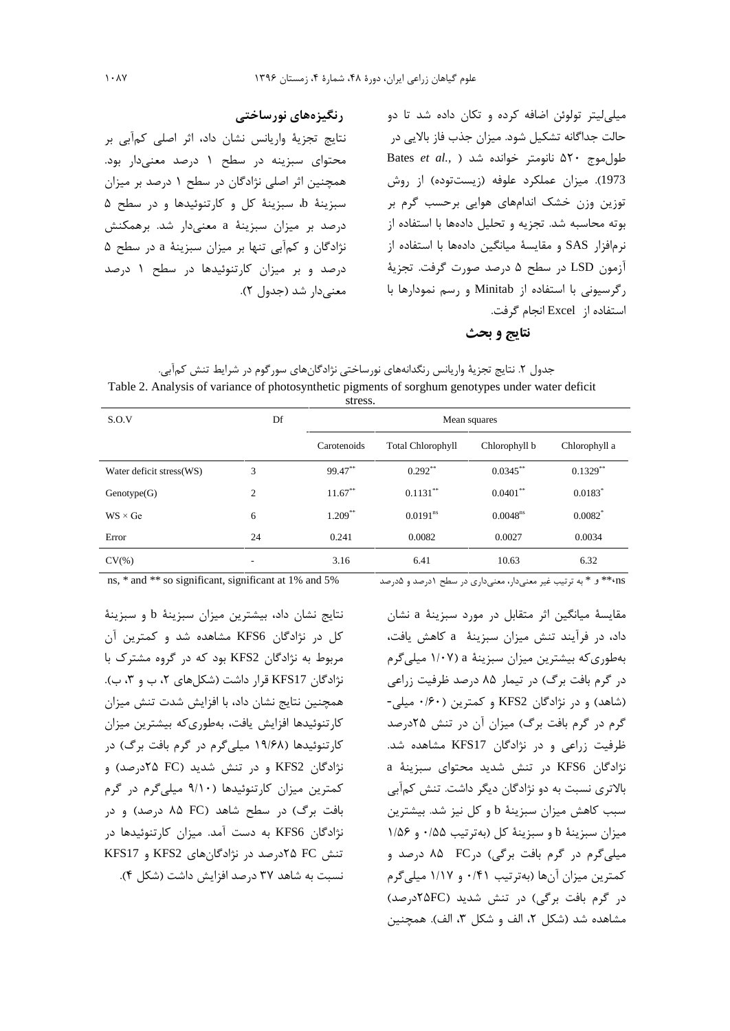میلی‌لیتر تولوئن اضافه کرده و تکان داده شد تا دو حالت جداگانه تشکیل شود. میزان جذب فاز بالایی در طول‌موج ۵۲۰ نانومتر خوانده شد (Bates *et al.*, 1973). میزان عملکرد علوفه (زیست‌توده) از روش توزین وزن خشک اندام‌های هوایی برحسب گرم بر بوته محاسبه شد. تجزیه و تحلیل داده‌ها با استفاده از نرم‌افزار SAS و مقایسهٔ میانگین داده‌ها با استفاده از آزمون LSD در سطح ۵ درصد صورت گرفت. تجزیهٔ رگرسیونی با استفاده از Minitab و رسم نمودارها با استفاده از Excel انجام گرفت.

## نتایج و بحث

### رنگیزه‌های نورساختی

نتایج تجزیهٔ واریانس نشان داد، اثر اصلی کم‌آبی بر محتوای سبزینه در سطح ۱ درصد معنی‌دار بود. همچنین اثر اصلی نژادگان در سطح ۱ درصد بر میزان سبزینهٔ b، سبزینهٔ کل و کارتنوئیدها و در سطح ۵ درصد بر میزان سبزینهٔ a معنی‌دار شد. برهمکنش نژادگان و کم‌آبی تنها بر میزان سبزینهٔ a در سطح ۵ درصد و بر میزان کارتنوئیدها در سطح ۱ درصد معنی‌دار شد (جدول ۲).

جدول ۲. نتایج تجزیهٔ واریانس رنگدانه‌های نورساختی نژادگان‌های سورگوم در شرایط تنش کم‌آبی.

Table 2. Analysis of variance of photosynthetic pigments of sorghum genotypes under water deficit stress.

| S.O.V | Df | Mean squares | | | |
|---|---|---|---|---|---|
| | | Carotenoids | Total Chlorophyll | Chlorophyll b | Chlorophyll a |
| Water deficit stress(WS) | 3 | 99.47** | 0.292** | 0.0345** | 0.1329** |
| Genotype(G) | 2 | 11.67** | 0.1131** | 0.0401** | 0.0183* |
| WS × Ge | 6 | 1.209** | 0.0191ns | 0.0048ns | 0.0082* |
| Error | 24 | 0.241 | 0.0082 | 0.0027 | 0.0034 |
| CV(%) | - | 3.16 | 6.41 | 10.63 | 6.32 |

ns, * and ** so significant, significant at 1% and 5%

ns، ** و * به ترتیب غیر معنی‌دار، معنی‌داری در سطح ۱درصد و ۵درصد

مقایسهٔ میانگین اثر متقابل در مورد سبزینهٔ a نشان داد، در فرآیند تنش میزان سبزینهٔ a کاهش یافت، به‌طوری‌که بیشترین میزان سبزینهٔ a (۱/۰۷ میلی‌گرم در گرم بافت برگ) در تیمار ۸۵ درصد ظرفیت زراعی (شاهد) و در نژادگان KFS2 و کمترین (۰/۶۰ میلی-گرم در گرم بافت برگ) میزان آن در تنش ۲۵درصد ظرفیت زراعی و در نژادگان KFS17 مشاهده شد. نژادگان KFS6 در تنش شدید محتوای سبزینهٔ a بالاتری نسبت به دو نژادگان دیگر داشت. تنش کم‌آبی سبب کاهش میزان سبزینهٔ b و کل نیز شد. بیشترین میزان سبزینهٔ b و سبزینهٔ کل (به‌ترتیب ۰/۵۵ و ۱/۵۶ میلی‌گرم در گرم بافت برگی) درFC ۸۵ درصد و کمترین میزان آن‌ها (به‌ترتیب ۰/۴۱ و ۱/۱۷ میلی‌گرم در گرم بافت برگی) در تنش شدید (۲۵FCدرصد) مشاهده شد (شکل ۲، الف و شکل ۳، الف). همچنین نتایج نشان داد، بیشترین میزان سبزینهٔ b و سبزینهٔ کل در نژادگان KFS6 مشاهده شد و کمترین آن مربوط به نژادگان KFS2 بود که در گروه مشترک با نژادگان KFS17 قرار داشت (شکل‌های ۲، ب و ۳، ب). همچنین نتایج نشان داد، با افزایش شدت تنش میزان کارتنوئیدها افزایش یافت، به‌طوری‌که بیشترین میزان کارتنوئیدها (۱۹/۶۸ میلی‌گرم در گرم بافت برگ) در نژادگان KFS2 و در تنش شدید (FC ۲۵درصد) و کمترین میزان کارتنوئیدها (۹/۱۰ میلی‌گرم در گرم بافت برگ) در سطح شاهد (FC ۸۵ درصد) و در نژادگان KFS6 به دست آمد. میزان کارتنوئیدها در تنش FC ۲۵درصد در نژادگان‌های KFS2 و KFS17 نسبت به شاهد ۳۷ درصد افزایش داشت (شکل ۴).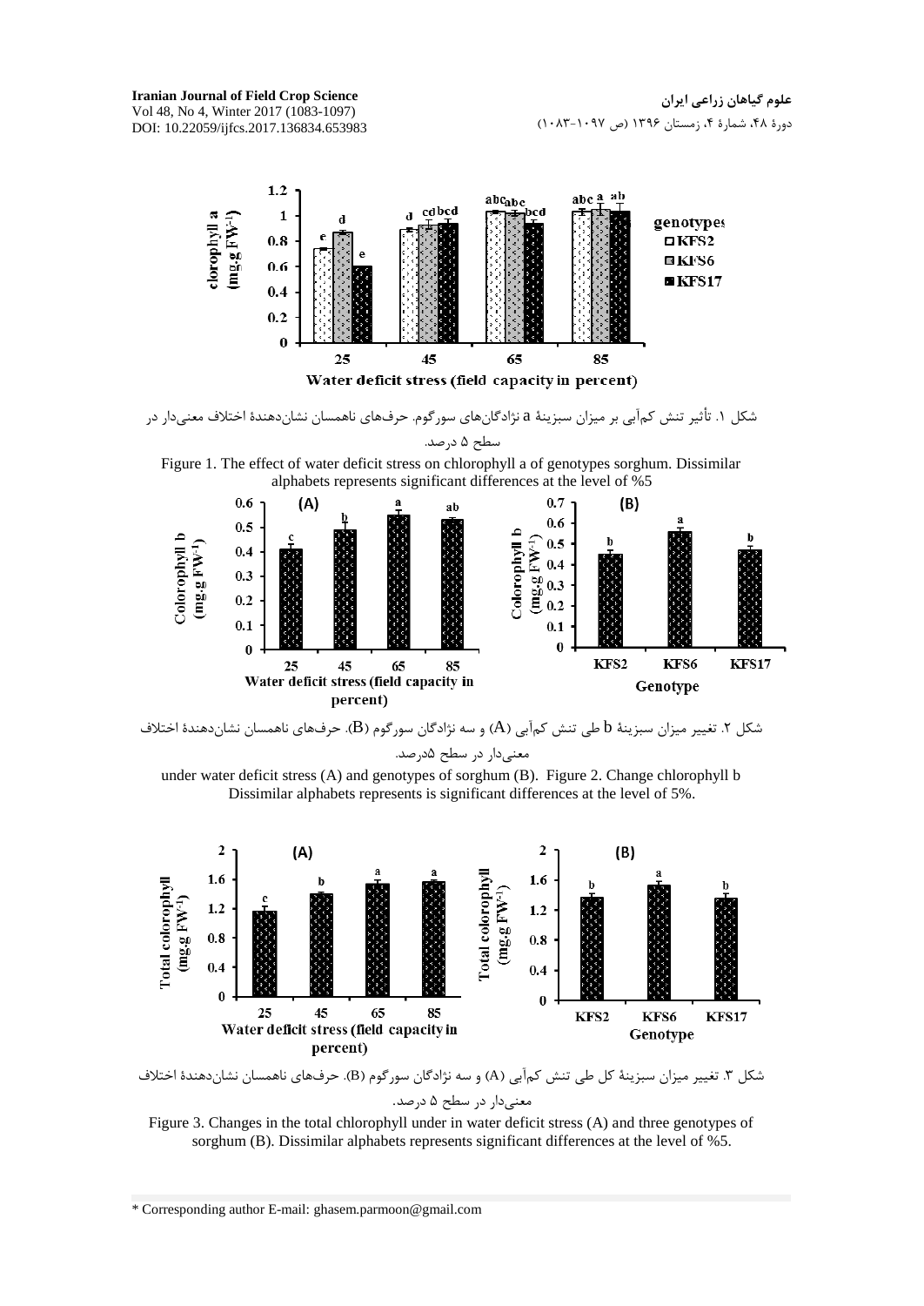1.2
1
0.8
0.6
0.4
0.2
0
clorophyll a (mg.g FW$^{-1}$)
e d e
d cd bcd
abc abc bcd
abc a ab
25 45 65 85
Water deficit stress (field capacity in percent)
genotypes
KFS2
KFS6
KFS17

شکل ۱. تأثیر تنش کم‌آبی بر میزان سبزینهٔ a نژادگان‌های سورگوم. حرف‌های ناهمسان نشان‌دهندهٔ اختلاف معنی‌دار در سطح ۵ درصد.

Figure 1. The effect of water deficit stress on chlorophyll a of genotypes sorghum. Dissimilar alphabets represents significant differences at the level of %5

(A)
0.6
0.5
0.4
0.3
0.2
0.1
0
Colorophyll b (mg.g FW$^{-1}$)
c b a ab
25 45 65 85
Water deficit stress (field capacity in percent)

(B)
0.7
0.6
0.5
0.4
0.3
0.2
0.1
0
Colorophyll b (mg.g FW$^{-1}$)
b a b
KFS2 KFS6 KFS17
Genotype

شکل ۲. تغییر میزان سبزینهٔ b طی تنش کم‌آبی (A) و سه نژادگان سورگوم (B). حرف‌های ناهمسان نشان‌دهندهٔ اختلاف معنی‌دار در سطح ۵درصد.

under water deficit stress (A) and genotypes of sorghum (B). Figure 2. Change chlorophyll b Dissimilar alphabets represents is significant differences at the level of 5%.

(A)
2
1.6
1.2
0.8
0.4
0
Total colorophyll (mg.g FW$^{-1}$)
c b a a
25 45 65 85
Water deficit stress (field capacity in percent)

(B)
2
1.6
1.2
0.8
0.4
0
Total colorophyll (mg.g FW$^{-1}$)
b a b
KFS2 KFS6 KFS17
Genotype

شکل ۳. تغییر میزان سبزینهٔ کل طی تنش کم‌آبی (A) و سه نژادگان سورگوم (B). حرف‌های ناهمسان نشان‌دهندهٔ اختلاف معنی‌دار در سطح ۵ درصد.

Figure 3. Changes in the total chlorophyll under in water deficit stress (A) and three genotypes of sorghum (B). Dissimilar alphabets represents significant differences at the level of %5.

\* Corresponding author E-mail: ghasem.parmoon@gmail.com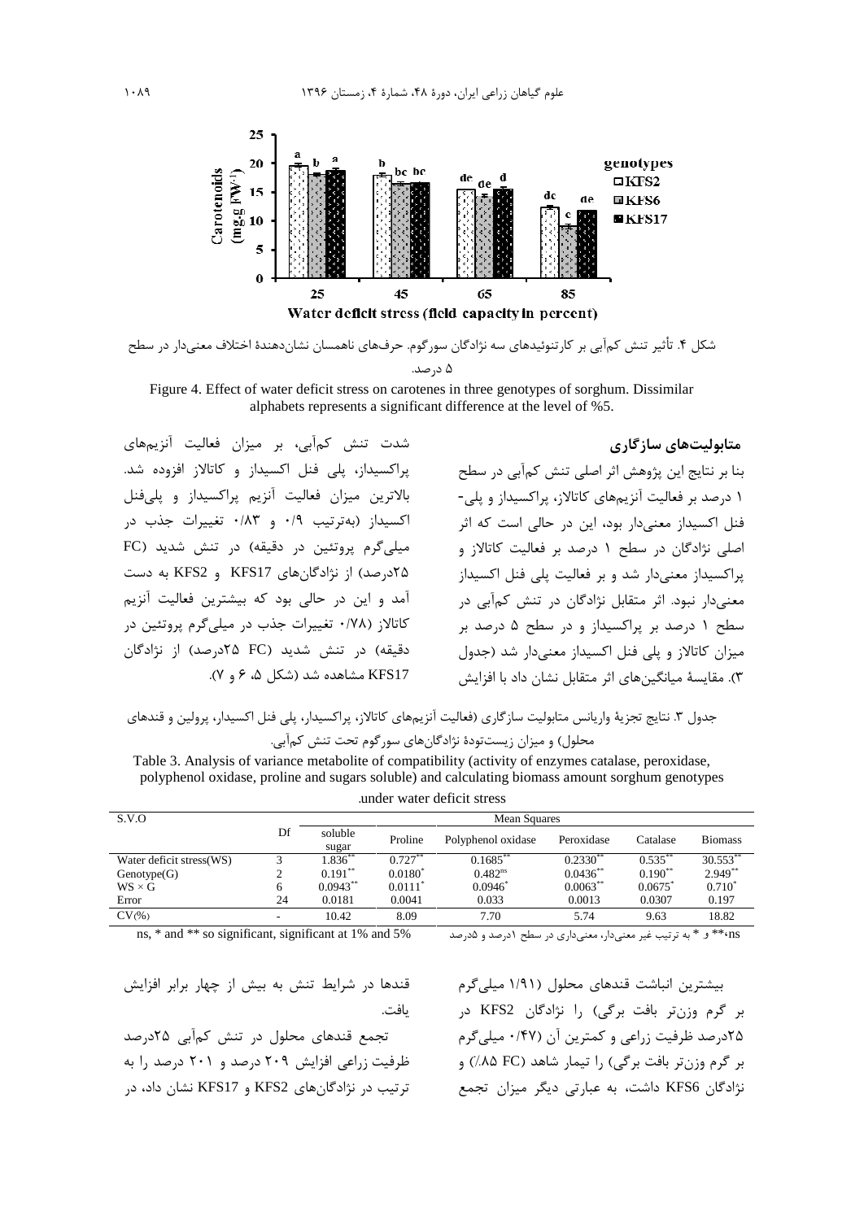Carotenoids (mg.g FW⁻¹)

25
20
15
10
5
0

a b a b bc bc de de d dc c de

25 45 65 85

Water deficit stress (field capacity in percent)

genotypes
KFS2
KFS6
KFS17

شکل ۴. تأثیر تنش کم‌آبی بر کارتنوئیدهای سه نژادگان سورگوم. حرف‌های ناهمسان نشان‌دهندهٔ اختلاف معنی‌دار در سطح ۵ درصد.

Figure 4. Effect of water deficit stress on carotenes in three genotypes of sorghum. Dissimilar alphabets represents a significant difference at the level of %5.

### متابولیت‌های سازگاری

بنا بر نتایج این پژوهش اثر اصلی تنش کم‌آبی در سطح ۱ درصد بر فعالیت آنزیم‌های کاتالاز، پراکسیداز و پلی-فنل اکسیداز معنی‌دار بود، این در حالی است که اثر اصلی نژادگان در سطح ۱ درصد بر فعالیت کاتالاز و پراکسیداز معنی‌دار شد و بر فعالیت پلی فنل اکسیداز معنی‌دار نبود. اثر متقابل نژادگان در تنش کم‌آبی در سطح ۱ درصد بر پراکسیداز و در سطح ۵ درصد بر میزان کاتالاز و پلی فنل اکسیداز معنی‌دار شد (جدول ۳). مقایسهٔ میانگین‌های اثر متقابل نشان داد با افزایش شدت تنش کم‌آبی، بر میزان فعالیت آنزیم‌های پراکسیداز، پلی فنل اکسیداز و کاتالاز افزوده شد. بالاترین میزان فعالیت آنزیم پراکسیداز و پلی‌فنل اکسیداز (به‌ترتیب ۰/۹ و ۰/۸۳ تغییرات جذب در میلی‌گرم پروتئین در دقیقه) در تنش شدید (FC ۲۵درصد) از نژادگان‌های KFS17 و KFS2 به دست آمد و این در حالی بود که بیشترین فعالیت آنزیم کاتالاز (۰/۷۸ تغییرات جذب در میلی‌گرم پروتئین در دقیقه) در تنش شدید (FC ۲۵درصد) از نژادگان KFS17 مشاهده شد (شکل ۵، ۶ و ۷).

جدول ۳. نتایج تجزیهٔ واریانس متابولیت سازگاری (فعالیت آنزیم‌های کاتالاز، پراکسیدار، پلی فنل اکسیدار، پرولین و قندهای محلول) و میزان زیست‌تودهٔ نژادگان‌های سورگوم تحت تنش کم‌آبی.

Table 3. Analysis of variance metabolite of compatibility (activity of enzymes catalase, peroxidase, polyphenol oxidase, proline and sugars soluble) and calculating biomass amount sorghum genotypes under water deficit stress.

| S.V.O | Df | Mean Squares | | | | | |
|---|---|---|---|---|---|---|---|
| | | soluble sugar | Proline | Polyphenol oxidase | Peroxidase | Catalase | Biomass |
| Water deficit stress(WS) | 3 | 1.836** | 0.727** | 0.1685** | 0.2330** | 0.535** | 30.553** |
| Genotype(G) | 2 | 0.191** | 0.0180* | 0.482ns | 0.0436** | 0.190** | 2.949** |
| WS × G | 6 | 0.0943** | 0.0111* | 0.0946* | 0.0063** | 0.0675* | 0.710* |
| Error | 24 | 0.0181 | 0.0041 | 0.033 | 0.0013 | 0.0307 | 0.197 |
| CV(%) | - | 10.42 | 8.09 | 7.70 | 5.74 | 9.63 | 18.82 |

ns, * and ** so significant, significant at 1% and 5%

ns، ** و * به ترتیب غیر معنی‌دار، معنی‌داری در سطح ۱درصد و ۵درصد

بیشترین انباشت قندهای محلول (۱/۹۱ میلی‌گرم بر گرم وزن‌تر بافت برگی) را نژادگان KFS2 در ۲۵درصد ظرفیت زراعی و کمترین آن (۰/۴۷ میلی‌گرم بر گرم وزن‌تر بافت برگی) را تیمار شاهد (FC ٪۸۵) و نژادگان KFS6 داشت، به عبارتی دیگر میزان تجمع قندها در شرایط تنش به بیش از چهار برابر افزایش یافت.

تجمع قندهای محلول در تنش کم‌آبی ۲۵درصد ظرفیت زراعی افزایش ۲۰۹ درصد و ۲۰۱ درصد را به ترتیب در نژادگان‌های KFS2 و KFS17 نشان داد، در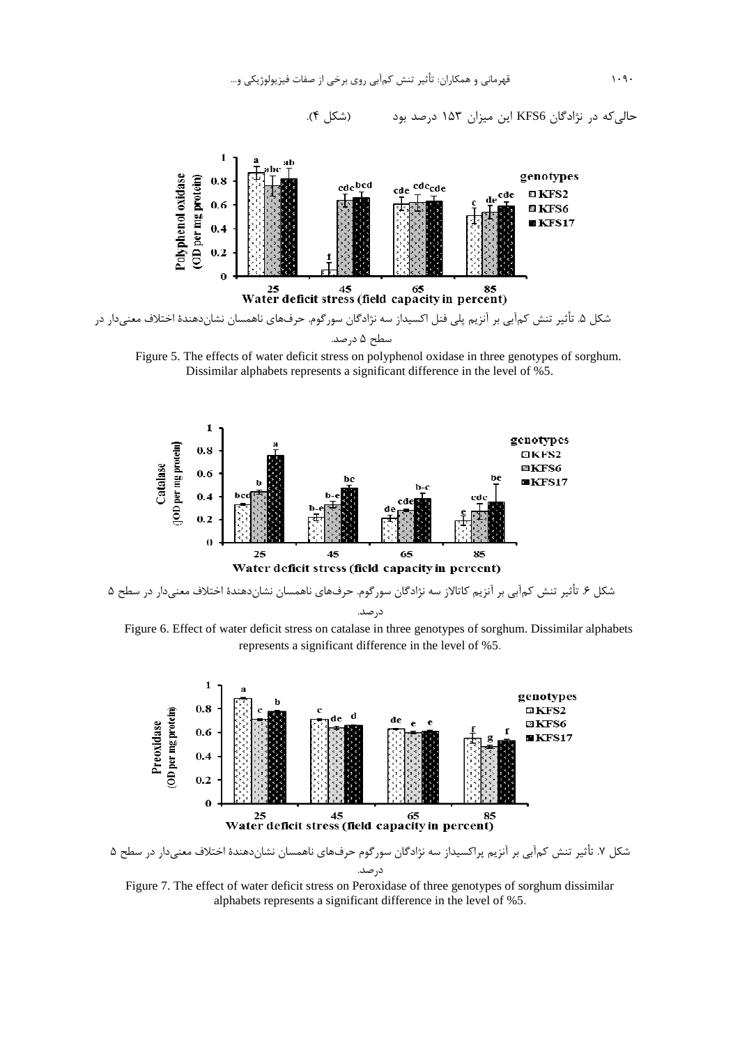حالی‌که در نژادگان KFS6 این میزان ۱۵۳ درصد بود (شکل ۴).

Polyphenol oxidase (OD per mg protein)

1
0.8
0.6
0.4
0.2
0

a abc ab
f cde bcd
cde cde cde
c de cde

25 45 65 85

Water deficit stress (field capacity in percent)

genotypes
KFS2
KFS6
KFS17

شکل ۵. تأثیر تنش کم‌آبی بر آنزیم پلی فنل اکسیداز سه نژادگان سورگوم. حرف‌های ناهمسان نشان‌دهندهٔ اختلاف معنی‌دار در سطح ۵ درصد.

Figure 5. The effects of water deficit stress on polyphenol oxidase in three genotypes of sorghum. Dissimilar alphabets represents a significant difference in the level of %5.

Catalase (OD per mg protein)

1
0.8
0.6
0.4
0.2
0

bcd b a
b-e b-e bc
de cde b-e
e cde bc

25 45 65 85

Water deficit stress (field capacity in percent)

genotypes
KFS2
KFS6
KFS17

شکل ۶. تأثیر تنش کم‌آبی بر آنزیم کاتالاز سه نژادگان سورگوم. حرف‌های ناهمسان نشان‌دهندهٔ اختلاف معنی‌دار در سطح ۵ درصد.

Figure 6. Effect of water deficit stress on catalase in three genotypes of sorghum. Dissimilar alphabets represents a significant difference in the level of %5.

Preoxidase (OD per mg protein)

1
0.8
0.6
0.4
0.2
0

a c b
c de d
de e e
f g f

25 45 65 85

Water deficit stress (field capacity in percent)

genotypes
KFS2
KFS6
KFS17

شکل ۷. تأثیر تنش کم‌آبی بر آنزیم پراکسیداز سه نژادگان سورگوم حرف‌های ناهمسان نشان‌دهندهٔ اختلاف معنی‌دار در سطح ۵ درصد.

Figure 7. The effect of water deficit stress on Peroxidase of three genotypes of sorghum dissimilar alphabets represents a significant difference in the level of %5.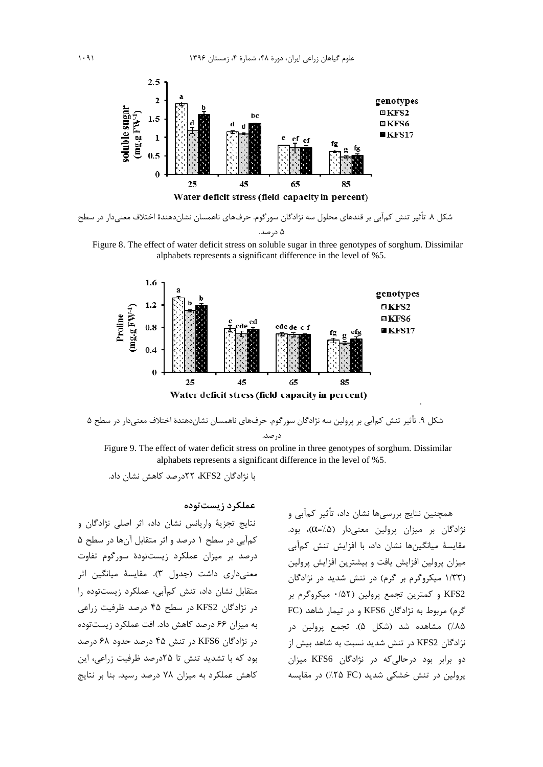2.5
2
1.5
1
0.5
0

soluble sugar (mg.g FW$^{-1}$)

a b d bc d d e ef ef fg g fg

25 45 65 85

Water deficit stress (field capacity in percent)

genotypes
KFS2
KFS6
KFS17

شکل ۸. تأثیر تنش کم‌آبی بر قندهای محلول سه نژادگان سورگوم. حرف‌های ناهمسان نشان‌دهندهٔ اختلاف معنی‌دار در سطح ۵ درصد.

Figure 8. The effect of water deficit stress on soluble sugar in three genotypes of sorghum. Dissimilar alphabets represents a significant difference in the level of %5.

1.6
1.2
0.8
0.4
0

Proline (mg.g FW$^{-1}$)

a b b c cde cd cde de c-f fg g efg

25 45 65 85

Water deficit stress (field capacity in percent)

genotypes
KFS2
KFS6
KFS17

شکل ۹. تأثیر تنش کم‌آبی بر پرولین سه نژادگان سورگوم. حرف‌های ناهمسان نشان‌دهندهٔ اختلاف معنی‌دار در سطح ۵ درصد.

Figure 9. The effect of water deficit stress on proline in three genotypes of sorghum. Dissimilar alphabets represents a significant difference in the level of %5.

با نژادگان KFS2، ۲۲درصد کاهش نشان داد.

همچنین نتایج بررسی‌ها نشان داد، تأثیر کم‌آبی و نژادگان بر میزان پرولین معنی‌دار (α=٪۵)، بود. مقایسهٔ میانگین‌ها نشان داد، با افزایش تنش کم‌آبی میزان پرولین افزایش یافت و بیشترین افزایش پرولین (۱/۳۳ میکروگرم بر گرم) در تنش شدید در نژادگان KFS2 و کمترین تجمع پرولین (۰/۵۲ میکروگرم بر گرم) مربوط به نژادگان KFS6 و در تیمار شاهد (FC ٪۸۵) مشاهده شد (شکل ۵). تجمع پرولین در نژادگان KFS2 در تنش شدید نسبت به شاهد بیش از دو برابر بود درحالی‌که در نژادگان KFS6 میزان پرولین در تنش خشکی شدید (FC ٪۲۵) در مقایسه

## عملکرد زیست‌توده

نتایج تجزیهٔ واریانس نشان داد، اثر اصلی نژادگان و کم‌آبی در سطح ۱ درصد و اثر متقابل آن‌ها در سطح ۵ درصد بر میزان عملکرد زیست‌تودهٔ سورگوم تفاوت معنی‌داری داشت (جدول ۳). مقایسهٔ میانگین اثر متقابل نشان داد، تنش کم‌آبی، عملکرد زیست‌توده را در نژادگان KFS2 در سطح ۴۵ درصد ظرفیت زراعی به میزان ۶۶ درصد کاهش داد. افت عملکرد زیست‌توده در نژادگان KFS6 در تنش ۴۵ درصد حدود ۶۸ درصد بود که با تشدید تنش تا ۲۵درصد ظرفیت زراعی، این کاهش عملکرد به میزان ۷۸ درصد رسید. بنا بر نتایج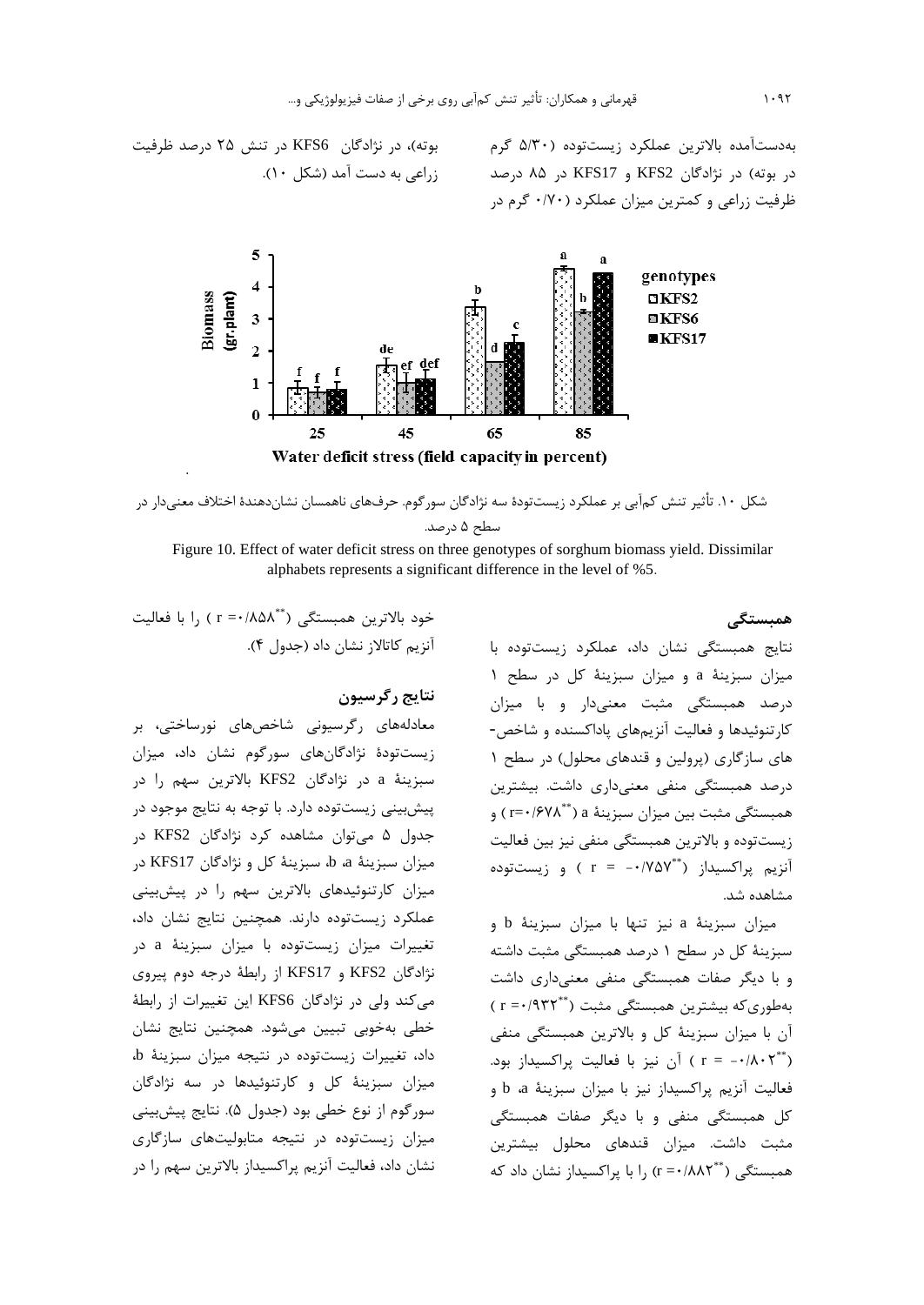به‌دست‌آمده بالاترین عملکرد زیست‌توده (۵/۳۰ گرم در بوته) در نژادگان KFS2 و KFS17 در ۸۵ درصد ظرفیت زراعی و کمترین میزان عملکرد (۰/۷۰ گرم در بوته)، در نژادگان KFS6 در تنش ۲۵ درصد ظرفیت زراعی به دست آمد (شکل ۱۰).

Biomass (gr.plant)

5
4
3
2
1
0

a a
b b
c
d
de
ef def
f f f

25 45 65 85

Water deficit stress (field capacity in percent)

genotypes
KFS2
KFS6
KFS17

شکل ۱۰. تأثیر تنش کم‌آبی بر عملکرد زیست‌تودهٔ سه نژادگان سورگوم. حرف‌های ناهمسان نشان‌دهندهٔ اختلاف معنی‌دار در سطح ۵ درصد.

Figure 10. Effect of water deficit stress on three genotypes of sorghum biomass yield. Dissimilar alphabets represents a significant difference in the level of %5.

## همبستگی

نتایج همبستگی نشان داد، عملکرد زیست‌توده با میزان سبزینهٔ a و میزان سبزینهٔ کل در سطح ۱ درصد همبستگی مثبت معنی‌دار و با میزان کارتنوئیدها و فعالیت آنزیم‌های پاداکسنده و شاخص‌های سازگاری (پرولین و قندهای محلول) در سطح ۱ درصد همبستگی منفی معنی‌داری داشت. بیشترین همبستگی مثبت بین میزان سبزینهٔ a ($r=0/678^{**}$) و زیست‌توده و بالاترین همبستگی منفی نیز بین فعالیت آنزیم پراکسیداز ($r = -0/757^{**}$) و زیست‌توده مشاهده شد.

میزان سبزینهٔ a نیز تنها با میزان سبزینهٔ b و سبزینهٔ کل در سطح ۱ درصد همبستگی مثبت داشته و با دیگر صفات همبستگی منفی معنی‌داری داشت به‌طوری‌که بیشترین همبستگی مثبت ($r = 0/932^{**}$) آن با میزان سبزینهٔ کل و بالاترین همبستگی منفی ($r = -0/802^{**}$) آن نیز با فعالیت پراکسیداز بود. فعالیت آنزیم پراکسیداز نیز با میزان سبزینهٔ a، b و کل همبستگی منفی و با دیگر صفات همبستگی مثبت داشت. میزان قندهای محلول بیشترین همبستگی ($r = 0/882^{**}$) را با پراکسیداز نشان داد که خود بالاترین همبستگی ($r = 0/858^{**}$) را با فعالیت آنزیم کاتالاز نشان داد (جدول ۴).

## نتایج رگرسیون

معادله‌های رگرسیونی شاخص‌های نورساختی، بر زیست‌تودهٔ نژادگان‌های سورگوم نشان داد، میزان سبزینهٔ a در نژادگان KFS2 بالاترین سهم را در پیش‌بینی زیست‌توده دارد. با توجه به نتایج موجود در جدول ۵ می‌توان مشاهده کرد نژادگان KFS2 در میزان سبزینهٔ a، b، سبزینهٔ کل و نژادگان KFS17 در میزان کارتنوئیدهای بالاترین سهم را در پیش‌بینی عملکرد زیست‌توده دارند. همچنین نتایج نشان داد، تغییرات میزان زیست‌توده با میزان سبزینهٔ a در نژادگان KFS2 و KFS17 از رابطهٔ درجه دوم پیروی می‌کند ولی در نژادگان KFS6 این تغییرات از رابطهٔ خطی به‌خوبی تبیین می‌شود. همچنین نتایج نشان داد، تغییرات زیست‌توده در نتیجه میزان سبزینهٔ b، میزان سبزینهٔ کل و کارتنوئیدها در سه نژادگان سورگوم از نوع خطی بود (جدول ۵). نتایج پیش‌بینی میزان زیست‌توده در نتیجه متابولیت‌های سازگاری نشان داد، فعالیت آنزیم پراکسیداز بالاترین سهم را در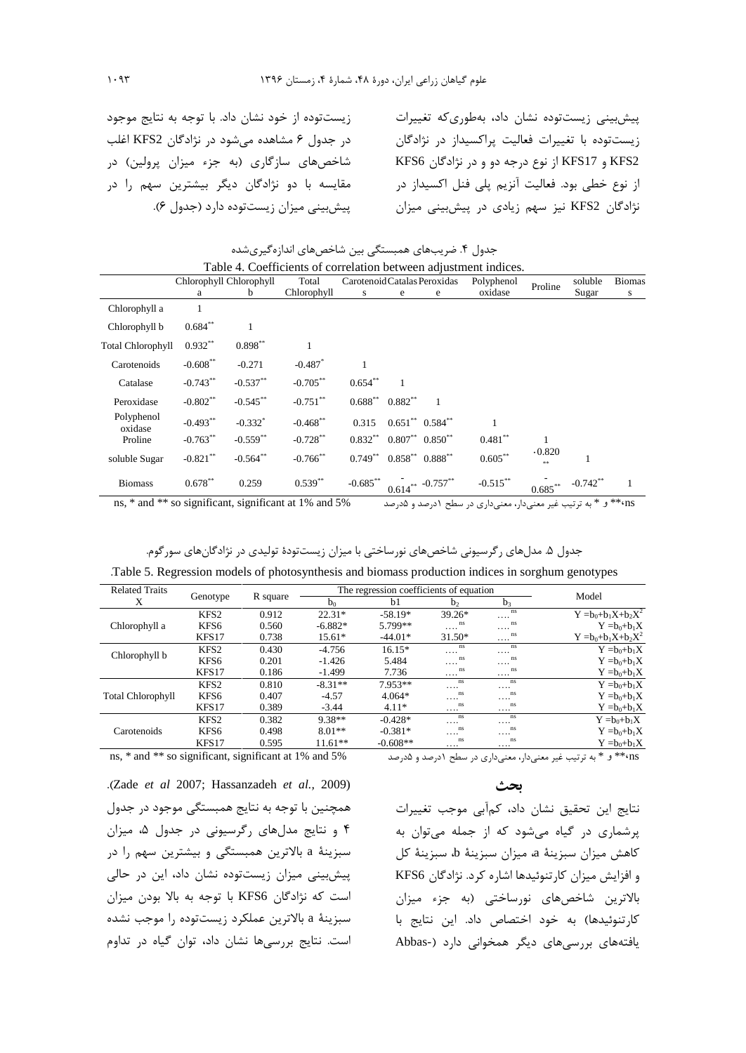پیش‌بینی زیست‌توده نشان داد، به‌طوری‌که تغییرات زیست‌توده با تغییرات فعالیت پراکسیداز در نژادگان KFS2 و KFS17 از نوع درجه دو و در نژادگان KFS6 از نوع خطی بود. فعالیت آنزیم پلی فنل اکسیداز در نژادگان KFS2 نیز سهم زیادی در پیش‌بینی میزان زیست‌توده از خود نشان داد. با توجه به نتایج موجود در جدول ۶ مشاهده می‌شود در نژادگان KFS2 اغلب شاخص‌های سازگاری (به جزء میزان پرولین) در مقایسه با دو نژادگان دیگر بیشترین سهم را در پیش‌بینی میزان زیست‌توده دارد (جدول ۶).

جدول ۴. ضریب‌های همبستگی بین شاخص‌های اندازه‌گیری‌شده

Table 4. Coefficients of correlation between adjustment indices.

| | Chlorophyll a | Chlorophyll b | Total Chlorophyll | Carotenoids | Catalase | Peroxidase | Polyphenol oxidase | Proline | soluble Sugar | Biomass |
|---|---|---|---|---|---|---|---|---|---|---|
| Chlorophyll a | 1 | | | | | | | | | |
| Chlorophyll b | 0.684** | 1 | | | | | | | | |
| Total Chlorophyll | 0.932** | 0.898** | 1 | | | | | | | |
| Carotenoids | -0.608** | -0.271 | -0.487* | 1 | | | | | | |
| Catalase | -0.743** | -0.537** | -0.705** | 0.654** | 1 | | | | | |
| Peroxidase | -0.802** | -0.545** | -0.751** | 0.688** | 0.882** | 1 | | | | |
| Polyphenol oxidase | -0.493** | -0.332* | -0.468** | 0.315 | 0.651** | 0.584** | 1 | | | |
| Proline | -0.763** | -0.559** | -0.728** | 0.832** | 0.807** | 0.850** | 0.481** | 1 | | |
| soluble Sugar | -0.821** | -0.564** | -0.766** | 0.749** | 0.858** | 0.888** | 0.605** | 0.820** | 1 | |
| Biomass | 0.678** | 0.259 | 0.539** | -0.685** | -0.614** | -0.757** | -0.515** | -0.685** | -0.742** | 1 |

ns, * and ** so significant, significant at 1% and 5%

ns، ** و * به ترتیب غیر معنی‌دار، معنی‌داری در سطح ۱درصد و ۵درصد

جدول ۵. مدل‌های رگرسیونی شاخص‌های نورساختی با میزان زیست‌تودهٔ تولیدی در نژادگان‌های سورگوم.

Table 5. Regression models of photosynthesis and biomass production indices in sorghum genotypes.

| Related Traits X | Genotype | R square | The regression coefficients of equation | | | | Model |
|---|---|---|---|---|---|---|---|
| | | | $b_0$ | b1 | $b_2$ | $b_3$ | |
| Chlorophyll a | KFS2 | 0.912 | 22.31* | -58.19* | 39.26* | ....ns | $Y = b_0+b_1X+b_2X^2$ |
| | KFS6 | 0.560 | -6.882* | 5.799** | ....ns | ....ns | $Y = b_0+b_1X$ |
| | KFS17 | 0.738 | 15.61* | -44.01* | 31.50* | ....ns | $Y = b_0+b_1X+b_2X^2$ |
| Chlorophyll b | KFS2 | 0.430 | -4.756 | 16.15* | ....ns | ....ns | $Y = b_0+b_1X$ |
| | KFS6 | 0.201 | -1.426 | 5.484 | ....ns | ....ns | $Y = b_0+b_1X$ |
| | KFS17 | 0.186 | -1.499 | 7.736 | ....ns | ....ns | $Y = b_0+b_1X$ |
| Total Chlorophyll | KFS2 | 0.810 | -8.31** | 7.953** | ....ns | ....ns | $Y = b_0+b_1X$ |
| | KFS6 | 0.407 | -4.57 | 4.064* | ....ns | ....ns | $Y = b_0+b_1X$ |
| | KFS17 | 0.389 | -3.44 | 4.11* | ....ns | ....ns | $Y = b_0+b_1X$ |
| Carotenoids | KFS2 | 0.382 | 9.38** | -0.428* | ....ns | ....ns | $Y = b_0+b_1X$ |
| | KFS6 | 0.498 | 8.01** | -0.381* | ....ns | ....ns | $Y = b_0+b_1X$ |
| | KFS17 | 0.595 | 11.61** | -0.608** | ....ns | ....ns | $Y = b_0+b_1X$ |

ns, * and ** so significant, significant at 1% and 5%

ns، ** و * به ترتیب غیر معنی‌دار، معنی‌داری در سطح ۱درصد و ۵درصد

## بحث

نتایج این تحقیق نشان داد، کم‌آبی موجب تغییرات پرشماری در گیاه می‌شود که از جمله می‌توان به کاهش میزان سبزینهٔ a، میزان سبزینهٔ b، سبزینهٔ کل و افزایش میزان کارتنوئیدها اشاره کرد. نژادگان KFS6 بالاترین شاخص‌های نورساختی (به جزء میزان کارتنوئیدها) به خود اختصاص داد. این نتایج با یافته‌های بررسی‌های دیگر همخوانی دارد (-Abbas Zade *et al* 2007; Hassanzadeh *et al.*, 2009). همچنین با توجه به نتایج همبستگی موجود در جدول ۴ و نتایج مدل‌های رگرسیونی در جدول ۵، میزان سبزینهٔ a بالاترین همبستگی و بیشترین سهم را در پیش‌بینی میزان زیست‌توده نشان داد، این در حالی است که نژادگان KFS6 با توجه به بالا بودن میزان سبزینهٔ a بالاترین عملکرد زیست‌توده را موجب نشده است. نتایج بررسی‌ها نشان داد، توان گیاه در تداوم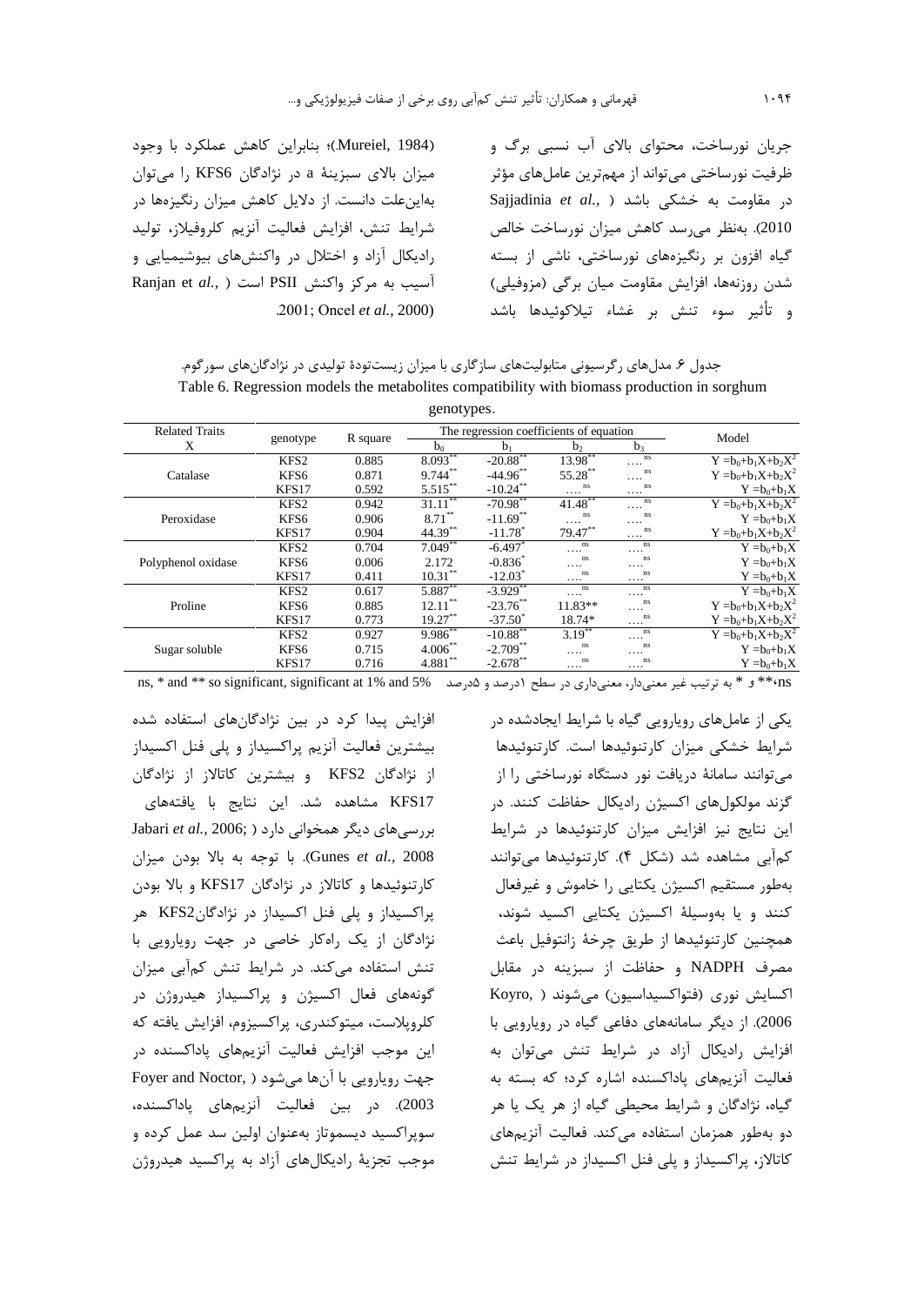جریان نورساخت، محتوای بالای آب نسبی برگ و ظرفیت نورساختی می‌تواند از مهم‌ترین عامل‌های مؤثر در مقاومت به خشکی باشد ( Sajjadinia *et al.*, 2010). به‌نظر می‌رسد کاهش میزان نورساخت خالص گیاه افزون بر رنگیزه‌های نورساختی، ناشی از بسته شدن روزنه‌ها، افزایش مقاومت میان برگی (مزوفیلی) و تأثیر سوء تنش بر غشاء تیلاکوئیدها باشد (Mureiel, 1984)؛ بنابراین کاهش عملکرد با وجود میزان بالای سبزینهٔ a در نژادگان KFS6 را می‌توان به‌این‌علت دانست. از دلایل کاهش میزان رنگیزه‌ها در شرایط تنش، افزایش فعالیت آنزیم کلروفیلاز، تولید رادیکال آزاد و اختلال در واکنش‌های بیوشیمیایی و آسیب به مرکز واکنش PSII است ( Ranjan et *al.*, 2001; Oncel *et al.*, 2000).

جدول ۶. مدل‌های رگرسیونی متابولیت‌های سازگاری با میزان زیست‌تودهٔ تولیدی در نژادگان‌های سورگوم.

Table 6. Regression models the metabolites compatibility with biomass production in sorghum genotypes.

| Related Traits X | genotype | R square | The regression coefficients of equation | | | | Model |
|---|---|---|---|---|---|---|---|
| | | | $b_0$ | $b_1$ | $b_2$ | $b_3$ | |
| Catalase | KFS2 | 0.885 | $8.093^{**}$ | $-20.88^{**}$ | $13.98^{**}$ | $\dots^{ns}$ | $Y = b_0+b_1X+b_2X^2$ |
| | KFS6 | 0.871 | $9.744^{**}$ | $-44.96^{**}$ | $55.28^{**}$ | $\dots^{ns}$ | $Y = b_0+b_1X+b_2X^2$ |
| | KFS17 | 0.592 | $5.515^{**}$ | $-10.24^{**}$ | $\dots^{ns}$ | $\dots^{ns}$ | $Y = b_0+b_1X$ |
| Peroxidase | KFS2 | 0.942 | $31.11^{**}$ | $-70.98^{**}$ | $41.48^{**}$ | $\dots^{ns}$ | $Y = b_0+b_1X+b_2X^2$ |
| | KFS6 | 0.906 | $8.71^{**}$ | $-11.69^{**}$ | $\dots^{ns}$ | $\dots^{ns}$ | $Y = b_0+b_1X$ |
| | KFS17 | 0.904 | $44.39^{**}$ | $-11.78^{*}$ | $79.47^{**}$ | $\dots^{ns}$ | $Y = b_0+b_1X+b_2X^2$ |
| Polyphenol oxidase | KFS2 | 0.704 | $7.049^{**}$ | $-6.497^{*}$ | $\dots^{ns}$ | $\dots^{ns}$ | $Y = b_0+b_1X$ |
| | KFS6 | 0.006 | 2.172 | $-0.836^{*}$ | $\dots^{ns}$ | $\dots^{ns}$ | $Y = b_0+b_1X$ |
| | KFS17 | 0.411 | $10.31^{**}$ | $-12.03^{*}$ | $\dots^{ns}$ | $\dots^{ns}$ | $Y = b_0+b_1X$ |
| Proline | KFS2 | 0.617 | $5.887^{**}$ | $-3.929^{**}$ | $\dots^{ns}$ | $\dots^{ns}$ | $Y = b_0+b_1X$ |
| | KFS6 | 0.885 | $12.11^{**}$ | $-23.76^{**}$ | 11.83** | $\dots^{ns}$ | $Y = b_0+b_1X+b_2X^2$ |
| | KFS17 | 0.773 | $19.27^{**}$ | $-37.50^{*}$ | 18.74* | $\dots^{ns}$ | $Y = b_0+b_1X+b_2X^2$ |
| Sugar soluble | KFS2 | 0.927 | $9.986^{**}$ | $-10.88^{**}$ | $3.19^{**}$ | $\dots^{ns}$ | $Y = b_0+b_1X+b_2X^2$ |
| | KFS6 | 0.715 | $4.006^{**}$ | $-2.709^{**}$ | $\dots^{ns}$ | $\dots^{ns}$ | $Y = b_0+b_1X$ |
| | KFS17 | 0.716 | $4.881^{**}$ | $-2.678^{**}$ | $\dots^{ns}$ | $\dots^{ns}$ | $Y = b_0+b_1X$ |

ns، ** و * به ترتیب غیر معنی‌دار، معنی‌داری در سطح ۱درصد و ۵درصد     ns, * and ** so significant, significant at 1% and 5%

یکی از عامل‌های رویارویی گیاه با شرایط ایجادشده در شرایط خشکی میزان کارتنوئیدها است. کارتنوئیدها می‌توانند سامانهٔ دریافت نور دستگاه نورساختی را از گزند مولکول‌های اکسیژن رادیکال حفاظت کنند. در این نتایج نیز افزایش میزان کارتنوئیدها در شرایط کم‌آبی مشاهده شد (شکل ۴). کارتنوئیدها می‌توانند به‌طور مستقیم اکسیژن یکتایی را خاموش و غیرفعال کنند و یا به‌وسیلهٔ اکسیژن یکتایی اکسید شوند، همچنین کارتنوئیدها از طریق چرخهٔ زانتوفیل باعث مصرف NADPH و حفاظت از سبزینه در مقابل اکسایش نوری (فتواکسیداسیون) می‌شوند ( Koyro, 2006). از دیگر سامانه‌های دفاعی گیاه در رویارویی با افزایش رادیکال آزاد در شرایط تنش می‌توان به فعالیت آنزیم‌های پاداکسنده اشاره کرد؛ که بسته به گیاه، نژادگان و شرایط محیطی گیاه از هر یک یا هر دو به‌طور همزمان استفاده می‌کند. فعالیت آنزیم‌های کاتالاز، پراکسیداز و پلی فنل اکسیداز در شرایط تنش افزایش پیدا کرد در بین نژادگان‌های استفاده شده بیشترین فعالیت آنزیم پراکسیداز و پلی فنل اکسیداز از نژادگان KFS2 و بیشترین کاتالاز از نژادگان KFS17 مشاهده شد. این نتایج با یافته‌های بررسی‌های دیگر همخوانی دارد ( Jabari *et al.*, 2006; Gunes *et al.*, 2008). با توجه به بالا بودن میزان کارتنوئیدها و کاتالاز در نژادگان KFS17 و بالا بودن پراکسیداز و پلی فنل اکسیداز در نژادگانKFS2 هر نژادگان از یک راه‌کار خاصی در جهت رویارویی با تنش استفاده می‌کند. در شرایط تنش کم‌آبی میزان گونه‌های فعال اکسیژن و پراکسیداز هیدروژن در کلروپلاست، میتوکندری، پراکسیزوم، افزایش یافته که این موجب افزایش فعالیت آنزیم‌های پاداکسنده در جهت رویارویی با آن‌ها می‌شود ( Foyer and Noctor, 2003). در بین فعالیت آنزیم‌های پاداکسنده، سوپراکسید دیسموتاز به‌عنوان اولین سد عمل کرده و موجب تجزیهٔ رادیکال‌های آزاد به پراکسید هیدروژن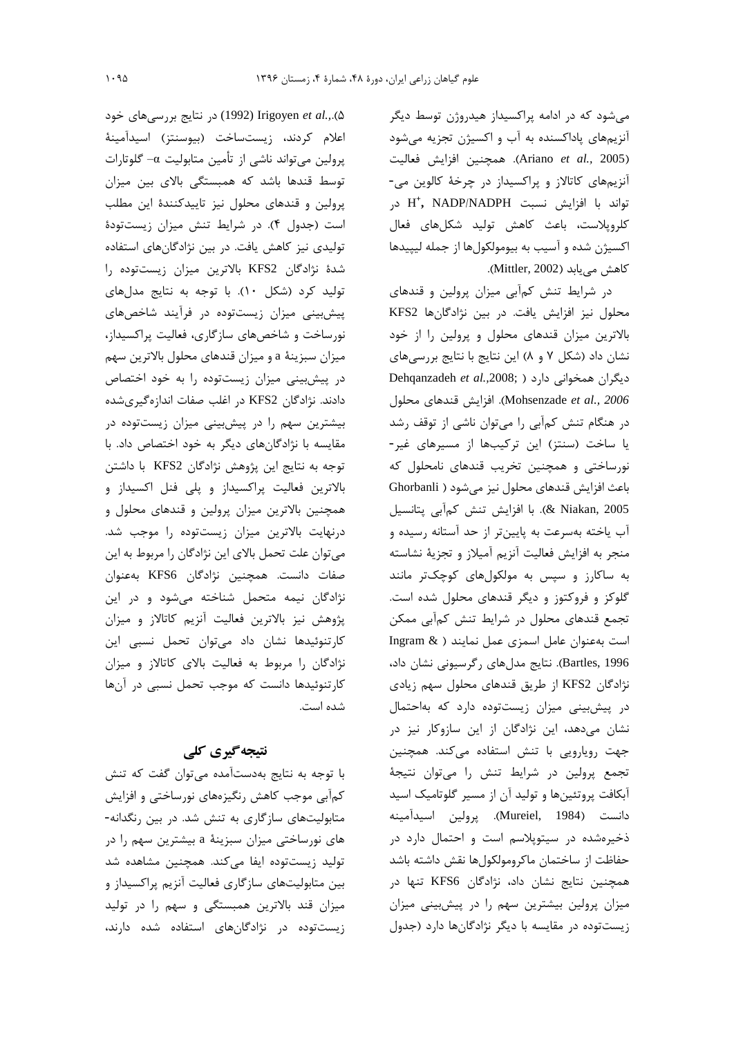می‌شود که در ادامه پراکسیداز هیدروژن توسط دیگر آنزیم‌های پاداکسنده به آب و اکسیژن تجزیه می‌شود (Ariano *et al.,* 2005). همچنین افزایش فعالیت آنزیم‌های کاتالاز و پراکسیداز در چرخهٔ کالوین می‌تواند با افزایش نسبت $H^+$, NADP/NADPH در کلروپلاست، باعث کاهش تولید شکل‌های فعال اکسیژن شده و آسیب به بیومولکول‌ها از جمله لیپیدها کاهش می‌یابد (Mittler, 2002).

در شرایط تنش کم‌آبی میزان پرولین و قندهای محلول نیز افزایش یافت. در بین نژادگان‌ها KFS2 بالاترین میزان قندهای محلول و پرولین را از خود نشان داد (شکل ۷ و ۸) این نتایج با نتایج بررسی‌های دیگران همخوانی دارد (Dehqanzadeh *et al.,*2008; Mohsenzade *et al., 2006*). افزایش قندهای محلول در هنگام تنش کم‌آبی را می‌توان ناشی از توقف رشد یا ساخت (سنتز) این ترکیب‌ها از مسیرهای غیر-نورساختی و همچنین تخریب قندهای نامحلول که باعث افزایش قندهای محلول نیز می‌شود (Ghorbanli & Niakan, 2005). با افزایش تنش کم‌آبی پتانسیل آب یاخته به‌سرعت به پایین‌تر از حد آستانه رسیده و منجر به افزایش فعالیت آنزیم آمیلاز و تجزیهٔ نشاسته به ساکارز و سپس به مولکول‌های کوچک‌تر مانند گلوکز و فروکتوز و دیگر قندهای محلول شده است. تجمع قندهای محلول در شرایط تنش کم‌آبی ممکن است به‌عنوان عامل اسمزی عمل نمایند (Ingram & Bartles, 1996). نتایج مدل‌های رگرسیونی نشان داد، نژادگان KFS2 از طریق قندهای محلول سهم زیادی در پیش‌بینی میزان زیست‌توده دارد که به‌احتمال نشان می‌دهد، این نژادگان از این سازوکار نیز در جهت رویارویی با تنش استفاده می‌کند. همچنین تجمع پرولین در شرایط تنش را می‌توان نتیجهٔ آبکافت پروتئین‌ها و تولید آن از مسیر گلوتامیک اسید دانست (Mureiel, 1984). پرولین اسیدآمینه ذخیره‌شده در سیتوپلاسم است و احتمال دارد در حفاظت از ساختمان ماکرومولکول‌ها نقش داشته باشد همچنین نتایج نشان داد، نژادگان KFS6 تنها در میزان پرولین بیشترین سهم را در پیش‌بینی میزان زیست‌توده در مقایسه با دیگر نژادگان‌ها دارد (جدول ۵).Irigoyen *et al.,* (1992) در نتایج بررسی‌های خود اعلام کردند، زیست‌ساخت (بیوسنتز) اسیدآمینهٔ پرولین می‌تواند ناشی از تأمین متابولیت α- گلوتارات توسط قندها باشد که همبستگی بالای بین میزان پرولین و قندهای محلول نیز تاییدکنندهٔ این مطلب است (جدول ۴). در شرایط تنش میزان زیست‌تودهٔ تولیدی نیز کاهش یافت. در بین نژادگان‌های استفاده شدهٔ نژادگان KFS2 بالاترین میزان زیست‌توده را تولید کرد (شکل ۱۰). با توجه به نتایج مدل‌های پیش‌بینی میزان زیست‌توده در فرآیند شاخص‌های نورساخت و شاخص‌های سازگاری، فعالیت پراکسیداز، میزان سبزینهٔ a و میزان قندهای محلول بالاترین سهم در پیش‌بینی میزان زیست‌توده را به خود اختصاص دادند. نژادگان KFS2 در اغلب صفات اندازه‌گیری‌شده بیشترین سهم را در پیش‌بینی میزان زیست‌توده در مقایسه با نژادگان‌های دیگر به خود اختصاص داد. با توجه به نتایج این پژوهش نژادگان KFS2 با داشتن بالاترین فعالیت پراکسیداز و پلی فنل اکسیداز و همچنین بالاترین میزان پرولین و قندهای محلول و درنهایت بالاترین میزان زیست‌توده را موجب شد. می‌توان علت تحمل بالای این نژادگان را مربوط به این صفات دانست. همچنین نژادگان KFS6 به‌عنوان نژادگان نیمه متحمل شناخته می‌شود و در این پژوهش نیز بالاترین فعالیت آنزیم کاتالاز و میزان کارتنوئیدها نشان داد می‌توان تحمل نسبی این نژادگان را مربوط به فعالیت بالای کاتالاز و میزان کارتنوئیدها دانست که موجب تحمل نسبی در آن‌ها شده است.

## نتیجه‌گیری کلی

با توجه به نتایج به‌دست‌آمده می‌توان گفت که تنش کم‌آبی موجب کاهش رنگیزه‌های نورساختی و افزایش متابولیت‌های سازگاری به تنش شد. در بین رنگدانه‌های نورساختی میزان سبزینهٔ a بیشترین سهم را در تولید زیست‌توده ایفا می‌کند. همچنین مشاهده شد بین متابولیت‌های سازگاری فعالیت آنزیم پراکسیداز و میزان قند بالاترین همبستگی و سهم را در تولید زیست‌توده در نژادگان‌های استفاده شده دارند،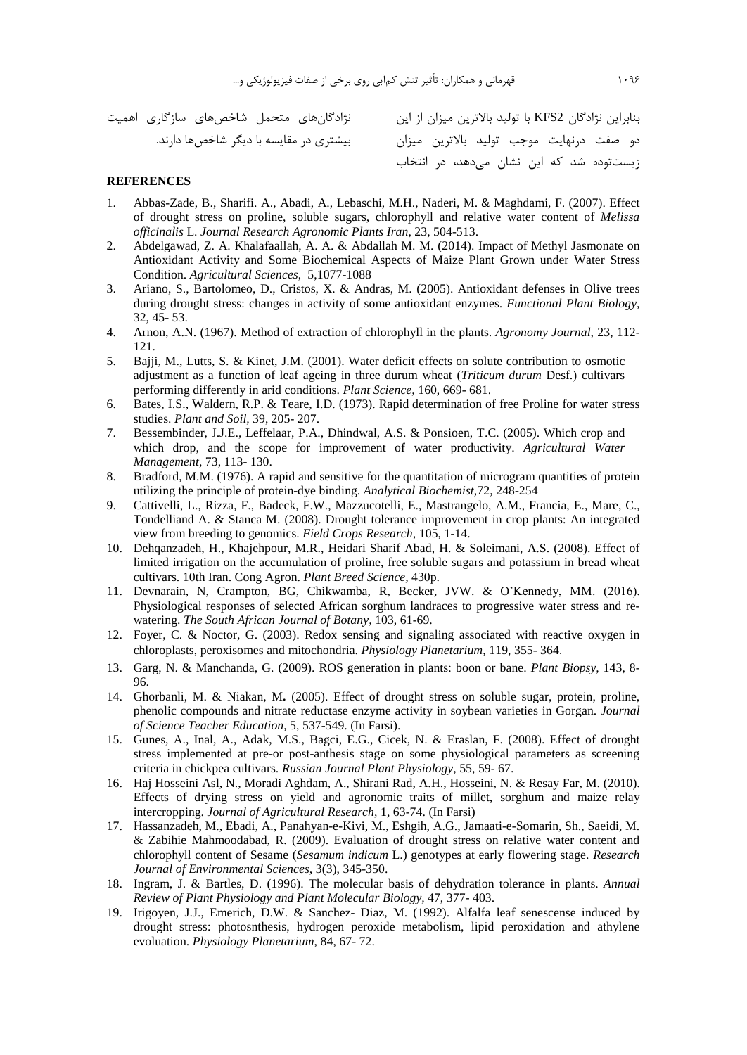بنابراین نژادگان KFS2 با تولید بالاترین میزان از این دو صفت درنهایت موجب تولید بالاترین میزان زیست‌توده شد که این نشان می‌دهد، در انتخاب نژادگان‌های متحمل شاخص‌های سازگاری اهمیت بیشتری در مقایسه با دیگر شاخص‌ها دارند.

## REFERENCES

1. Abbas-Zade, B., Sharifi. A., Abadi, A., Lebaschi, M.H., Naderi, M. & Maghdami, F. (2007). Effect of drought stress on proline, soluble sugars, chlorophyll and relative water content of *Melissa officinalis* L. *Journal Research Agronomic Plants Iran,* 23, 504-513.
2. Abdelgawad, Z. A. Khalafaallah, A. A. & Abdallah M. M. (2014). Impact of Methyl Jasmonate on Antioxidant Activity and Some Biochemical Aspects of Maize Plant Grown under Water Stress Condition. *Agricultural Sciences*, 5,1077-1088
3. Ariano, S., Bartolomeo, D., Cristos, X. & Andras, M. (2005). Antioxidant defenses in Olive trees during drought stress: changes in activity of some antioxidant enzymes. *Functional Plant Biology,* 32, 45- 53.
4. Arnon, A.N. (1967). Method of extraction of chlorophyll in the plants. *Agronomy Journal,* 23, 112-121.
5. Bajji, M., Lutts, S. & Kinet, J.M. (2001). Water deficit effects on solute contribution to osmotic adjustment as a function of leaf ageing in three durum wheat (*Triticum durum* Desf.) cultivars performing differently in arid conditions. *Plant Science,* 160, 669- 681.
6. Bates, I.S., Waldern, R.P. & Teare, I.D. (1973). Rapid determination of free Proline for water stress studies. *Plant and Soil,* 39, 205- 207.
7. Bessembinder, J.J.E., Leffelaar, P.A., Dhindwal, A.S. & Ponsioen, T.C. (2005). Which crop and which drop, and the scope for improvement of water productivity. *Agricultural Water Management*, 73, 113- 130.
8. Bradford, M.M. (1976). A rapid and sensitive for the quantitation of microgram quantities of protein utilizing the principle of protein-dye binding. *Analytical Biochemist*,72, 248-254
9. Cattivelli, L., Rizza, F., Badeck, F.W., Mazzucotelli, E., Mastrangelo, A.M., Francia, E., Mare, C., Tondelliand A. & Stanca M. (2008). Drought tolerance improvement in crop plants: An integrated view from breeding to genomics. *Field Crops Research,* 105, 1-14.
10. Dehqanzadeh, H., Khajehpour, M.R., Heidari Sharif Abad, H. & Soleimani, A.S. (2008). Effect of limited irrigation on the accumulation of proline, free soluble sugars and potassium in bread wheat cultivars. 10th Iran. Cong Agron. *Plant Breed Science,* 430p.
11. Devnarain, N, Crampton, BG, Chikwamba, R, Becker, JVW. & O'Kennedy, MM. (2016). Physiological responses of selected African sorghum landraces to progressive water stress and re-watering. *The South African Journal of Botany,* 103, 61-69.
12. Foyer, C. & Noctor, G. (2003). Redox sensing and signaling associated with reactive oxygen in chloroplasts, peroxisomes and mitochondria. *Physiology Planetarium*, 119, 355- 364.
13. Garg, N. & Manchanda, G. (2009). ROS generation in plants: boon or bane. *Plant Biopsy,* 143, 8-96.
14. Ghorbanli, M. & Niakan, M**.** (2005). Effect of drought stress on soluble sugar, protein, proline, phenolic compounds and nitrate reductase enzyme activity in soybean varieties in Gorgan. *Journal of Science Teacher Education,* 5, 537-549. (In Farsi).
15. Gunes, A., Inal, A., Adak, M.S., Bagci, E.G., Cicek, N. & Eraslan, F. (2008). Effect of drought stress implemented at pre-or post-anthesis stage on some physiological parameters as screening criteria in chickpea cultivars. *Russian Journal Plant Physiology,* 55, 59- 67.
16. Haj Hosseini Asl, N., Moradi Aghdam, A., Shirani Rad, A.H., Hosseini, N. & Resay Far, M. (2010). Effects of drying stress on yield and agronomic traits of millet, sorghum and maize relay intercropping. *Journal of Agricultural Research,* 1, 63-74. (In Farsi)
17. Hassanzadeh, M., Ebadi, A., Panahyan-e-Kivi, M., Eshgih, A.G., Jamaati-e-Somarin, Sh., Saeidi, M. & Zabihie Mahmoodabad, R. (2009). Evaluation of drought stress on relative water content and chlorophyll content of Sesame (*Sesamum indicum* L.) genotypes at early flowering stage. *Research Journal of Environmental Sciences,* 3(3), 345-350.
18. Ingram, J. & Bartles, D. (1996). The molecular basis of dehydration tolerance in plants. *Annual Review of Plant Physiology and Plant Molecular Biology,* 47, 377- 403.
19. Irigoyen, J.J., Emerich, D.W. & Sanchez- Diaz, M. (1992). Alfalfa leaf senescense induced by drought stress: photosnthesis, hydrogen peroxide metabolism, lipid peroxidation and athylene evoluation. *Physiology Planetarium,* 84, 67- 72.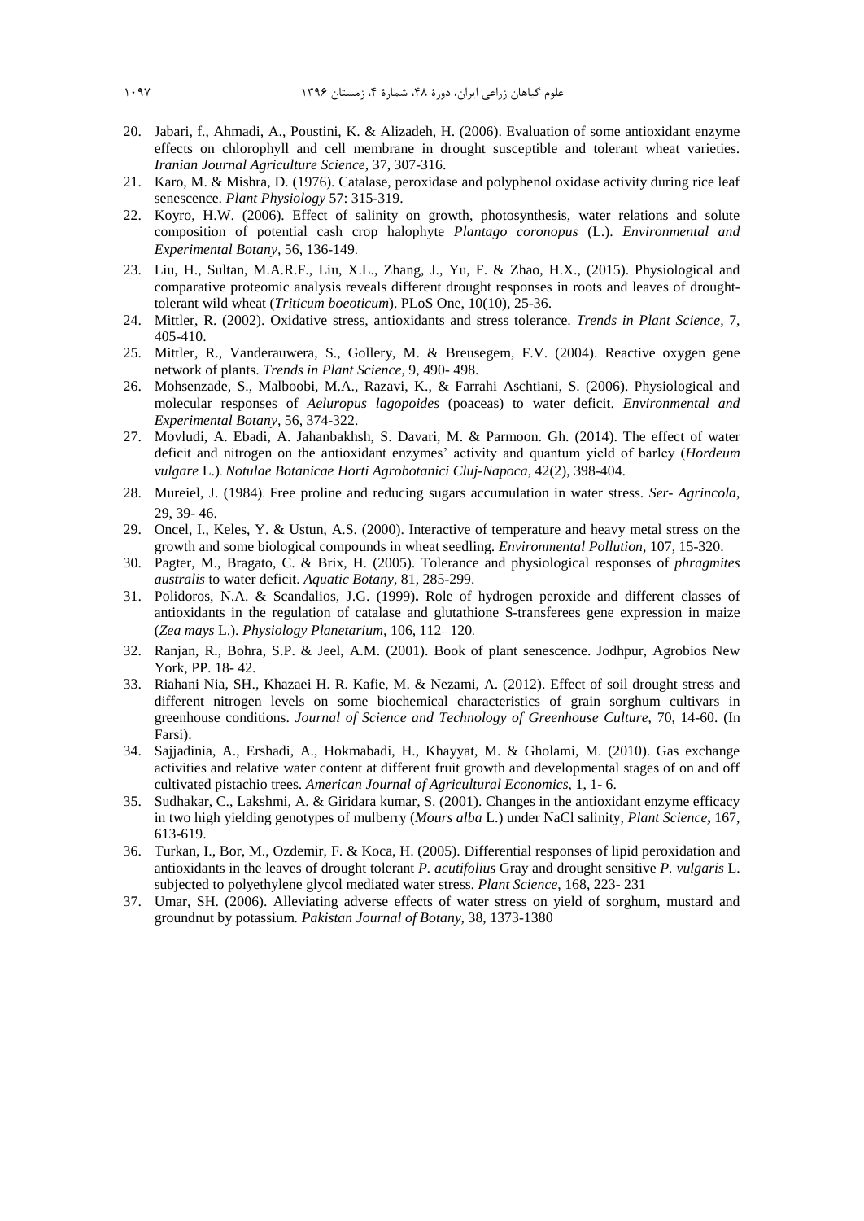20. Jabari, f., Ahmadi, A., Poustini, K. & Alizadeh, H. (2006). Evaluation of some antioxidant enzyme effects on chlorophyll and cell membrane in drought susceptible and tolerant wheat varieties. *Iranian Journal Agriculture Science,* 37, 307-316.
21. Karo, M. & Mishra, D. (1976). Catalase, peroxidase and polyphenol oxidase activity during rice leaf senescence. *Plant Physiology* 57: 315-319.
22. Koyro, H.W. (2006). Effect of salinity on growth, photosynthesis, water relations and solute composition of potential cash crop halophyte *Plantago coronopus* (L.). *Environmental and Experimental Botany,* 56, 136-149.
23. Liu, H., Sultan, M.A.R.F., Liu, X.L., Zhang, J., Yu, F. & Zhao, H.X., (2015). Physiological and comparative proteomic analysis reveals different drought responses in roots and leaves of drought-tolerant wild wheat (*Triticum boeoticum*). PLoS One, 10(10), 25-36.
24. Mittler, R. (2002). Oxidative stress, antioxidants and stress tolerance. *Trends in Plant Science,* 7, 405-410.
25. Mittler, R., Vanderauwera, S., Gollery, M. & Breusegem, F.V. (2004). Reactive oxygen gene network of plants. *Trends in Plant Science,* 9, 490- 498.
26. Mohsenzade, S., Malboobi, M.A., Razavi, K., & Farrahi Aschtiani, S. (2006). Physiological and molecular responses of *Aeluropus lagopoides* (poaceas) to water deficit. *Environmental and Experimental Botany,* 56, 374-322.
27. Movludi, A. Ebadi, A. Jahanbakhsh, S. Davari, M. & Parmoon. Gh. (2014). The effect of water deficit and nitrogen on the antioxidant enzymes' activity and quantum yield of barley (*Hordeum vulgare* L.). *Notulae Botanicae Horti Agrobotanici Cluj-Napoca,* 42(2), 398-404.
28. Mureiel, J. (1984). Free proline and reducing sugars accumulation in water stress. *Ser- Agrincola,* 29, 39- 46.
29. Oncel, I., Keles, Y. & Ustun, A.S. (2000). Interactive of temperature and heavy metal stress on the growth and some biological compounds in wheat seedling. *Environmental Pollution,* 107, 15-320.
30. Pagter, M., Bragato, C. & Brix, H. (2005). Tolerance and physiological responses of *phragmites australis* to water deficit. *Aquatic Botany,* 81, 285-299.
31. Polidoros, N.A. & Scandalios, J.G. (1999). Role of hydrogen peroxide and different classes of antioxidants in the regulation of catalase and glutathione S-transferees gene expression in maize (*Zea mays* L.). *Physiology Planetarium,* 106, 112- 120.
32. Ranjan, R., Bohra, S.P. & Jeel, A.M. (2001). Book of plant senescence. Jodhpur, Agrobios New York, PP. 18- 42.
33. Riahani Nia, SH., Khazaei H. R. Kafie, M. & Nezami, A. (2012). Effect of soil drought stress and different nitrogen levels on some biochemical characteristics of grain sorghum cultivars in greenhouse conditions. *Journal of Science and Technology of Greenhouse Culture,* 70, 14-60. (In Farsi).
34. Sajjadinia, A., Ershadi, A., Hokmabadi, H., Khayyat, M. & Gholami, M. (2010). Gas exchange activities and relative water content at different fruit growth and developmental stages of on and off cultivated pistachio trees. *American Journal of Agricultural Economics,* 1, 1- 6.
35. Sudhakar, C., Lakshmi, A. & Giridara kumar, S. (2001). Changes in the antioxidant enzyme efficacy in two high yielding genotypes of mulberry (*Mours alba* L.) under NaCl salinity, *Plant Science***,** 167, 613-619.
36. Turkan, I., Bor, M., Ozdemir, F. & Koca, H. (2005). Differential responses of lipid peroxidation and antioxidants in the leaves of drought tolerant *P. acutifolius* Gray and drought sensitive *P. vulgaris* L. subjected to polyethylene glycol mediated water stress. *Plant Science,* 168, 223- 231
37. Umar, SH. (2006). Alleviating adverse effects of water stress on yield of sorghum, mustard and groundnut by potassium*. Pakistan Journal of Botany,* 38, 1373-1380